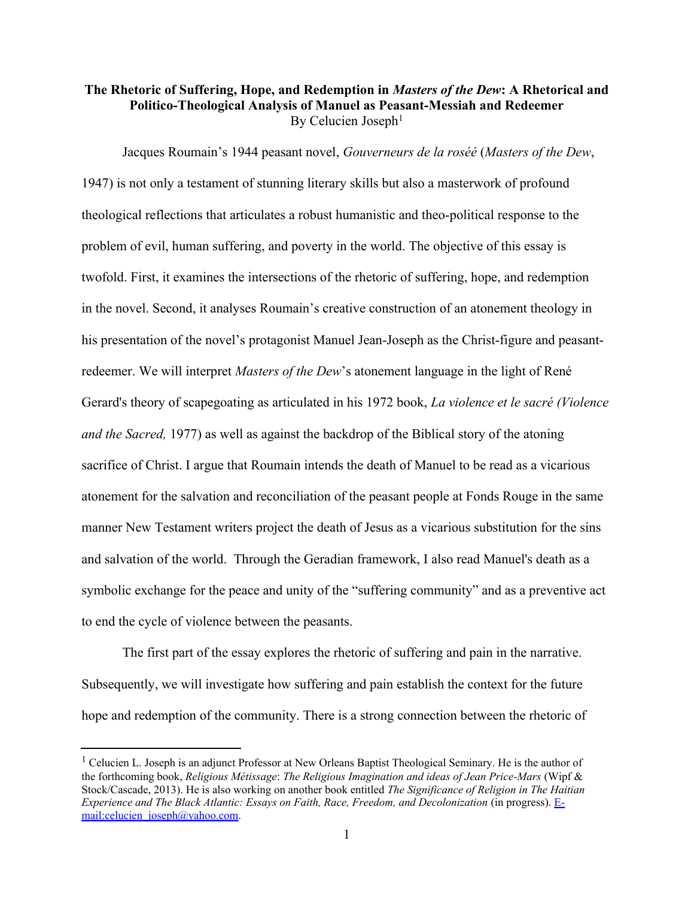**The Rhetoric of Suffering, Hope, and Redemption in *Masters of the Dew*: A Rhetorical and Politico-Theological Analysis of Manuel as Peasant-Messiah and Redeemer**

By Celucien Joseph[1]

Jacques Roumain's 1944 peasant novel, *Gouverneurs de la roséé* (*Masters of the Dew*, 1947) is not only a testament of stunning literary skills but also a masterwork of profound theological reflections that articulates a robust humanistic and theo-political response to the problem of evil, human suffering, and poverty in the world. The objective of this essay is twofold. First, it examines the intersections of the rhetoric of suffering, hope, and redemption in the novel. Second, it analyses Roumain's creative construction of an atonement theology in his presentation of the novel's protagonist Manuel Jean-Joseph as the Christ-figure and peasant-redeemer. We will interpret *Masters of the Dew*'s atonement language in the light of René Gerard's theory of scapegoating as articulated in his 1972 book, *La violence et le sacré (Violence and the Sacred,* 1977) as well as against the backdrop of the Biblical story of the atoning sacrifice of Christ. I argue that Roumain intends the death of Manuel to be read as a vicarious atonement for the salvation and reconciliation of the peasant people at Fonds Rouge in the same manner New Testament writers project the death of Jesus as a vicarious substitution for the sins and salvation of the world. Through the Geradian framework, I also read Manuel's death as a symbolic exchange for the peace and unity of the "suffering community" and as a preventive act to end the cycle of violence between the peasants.

The first part of the essay explores the rhetoric of suffering and pain in the narrative. Subsequently, we will investigate how suffering and pain establish the context for the future hope and redemption of the community. There is a strong connection between the rhetoric of

[1] Celucien L. Joseph is an adjunct Professor at New Orleans Baptist Theological Seminary. He is the author of the forthcoming book, *Religious Métissage*: *The Religious Imagination and ideas of Jean Price-Mars* (Wipf & Stock/Cascade, 2013). He is also working on another book entitled *The Significance of Religion in The Haitian Experience and The Black Atlantic: Essays on Faith, Race, Freedom, and Decolonization* (in progress). E-mail:celucien_joseph@yahoo.com.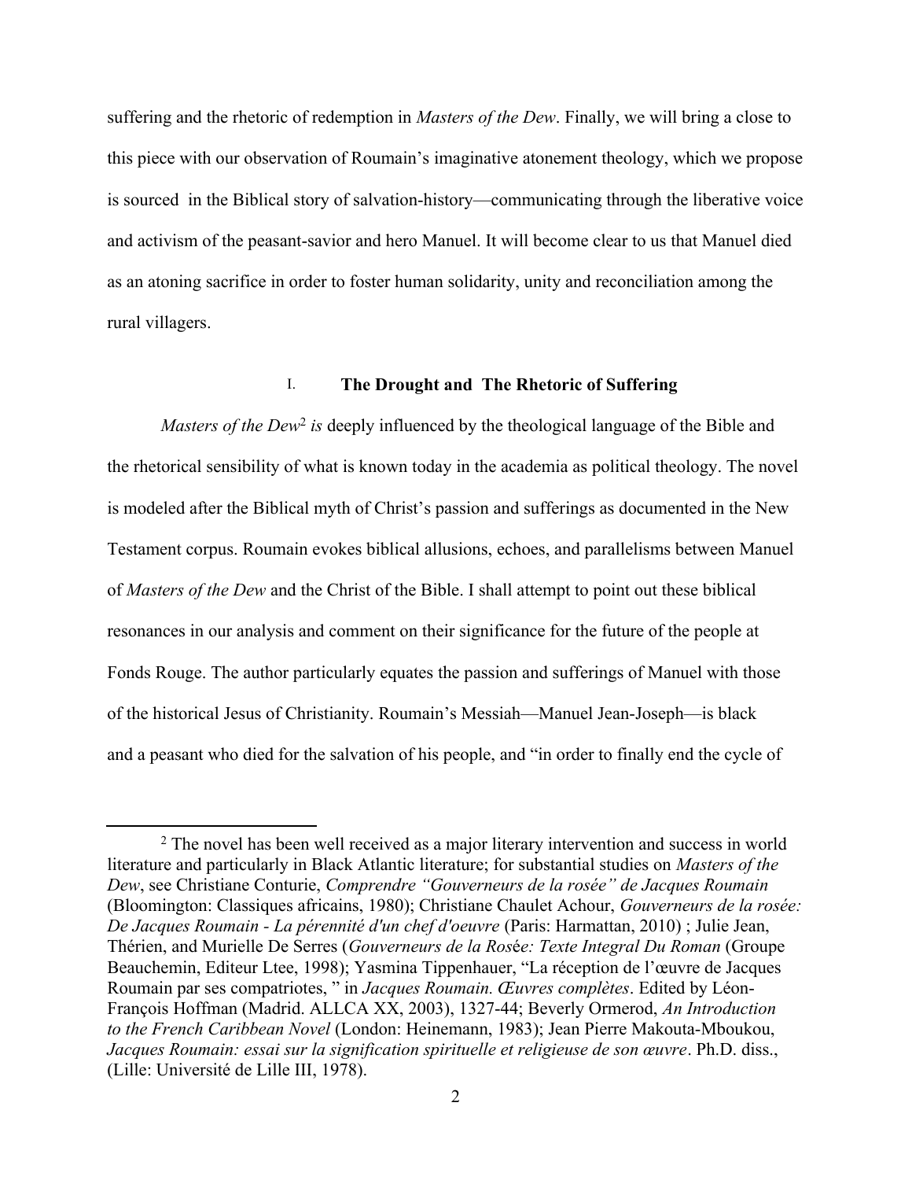suffering and the rhetoric of redemption in *Masters of the Dew*. Finally, we will bring a close to this piece with our observation of Roumain's imaginative atonement theology, which we propose is sourced in the Biblical story of salvation-history—communicating through the liberative voice and activism of the peasant-savior and hero Manuel. It will become clear to us that Manuel died as an atoning sacrifice in order to foster human solidarity, unity and reconciliation among the rural villagers.

## I. **The Drought and The Rhetoric of Suffering**

*Masters of the Dew*[2] *is* deeply influenced by the theological language of the Bible and the rhetorical sensibility of what is known today in the academia as political theology. The novel is modeled after the Biblical myth of Christ's passion and sufferings as documented in the New Testament corpus. Roumain evokes biblical allusions, echoes, and parallelisms between Manuel of *Masters of the Dew* and the Christ of the Bible. I shall attempt to point out these biblical resonances in our analysis and comment on their significance for the future of the people at Fonds Rouge. The author particularly equates the passion and sufferings of Manuel with those of the historical Jesus of Christianity. Roumain's Messiah—Manuel Jean-Joseph—is black and a peasant who died for the salvation of his people, and "in order to finally end the cycle of

---

[2] The novel has been well received as a major literary intervention and success in world literature and particularly in Black Atlantic literature; for substantial studies on *Masters of the Dew*, see Christiane Conturie, *Comprendre "Gouverneurs de la rosée" de Jacques Roumain* (Bloomington: Classiques africains, 1980); Christiane Chaulet Achour, *Gouverneurs de la rosée: De Jacques Roumain - La pérennité d'un chef d'oeuvre* (Paris: Harmattan, 2010) ; Julie Jean, Thérien, and Murielle De Serres (*Gouverneurs de la Rosée: Texte Integral Du Roman* (Groupe Beauchemin, Editeur Ltee, 1998); Yasmina Tippenhauer, "La réception de l'œuvre de Jacques Roumain par ses compatriotes, " in *Jacques Roumain. Œuvres complètes*. Edited by Léon-François Hoffman (Madrid. ALLCA XX, 2003), 1327-44; Beverly Ormerod, *An Introduction to the French Caribbean Novel* (London: Heinemann, 1983); Jean Pierre Makouta-Mboukou, *Jacques Roumain: essai sur la signification spirituelle et religieuse de son œuvre*. Ph.D. diss., (Lille: Université de Lille III, 1978).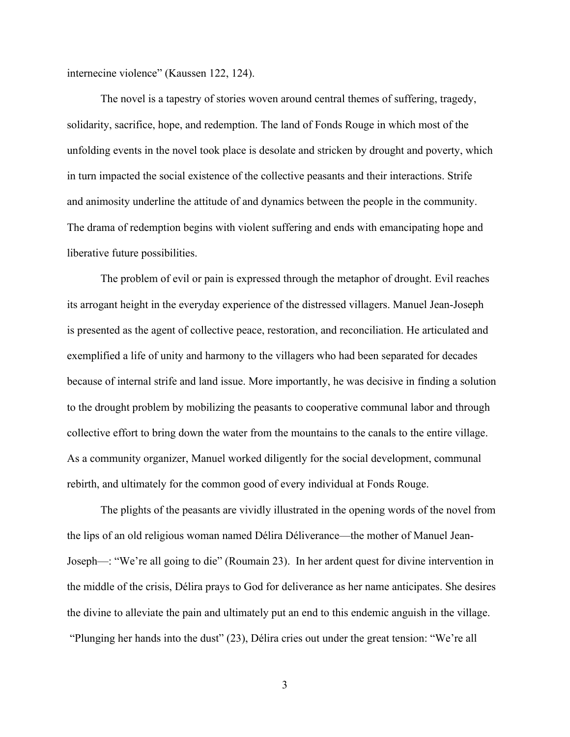internecine violence" (Kaussen 122, 124).

The novel is a tapestry of stories woven around central themes of suffering, tragedy, solidarity, sacrifice, hope, and redemption. The land of Fonds Rouge in which most of the unfolding events in the novel took place is desolate and stricken by drought and poverty, which in turn impacted the social existence of the collective peasants and their interactions. Strife and animosity underline the attitude of and dynamics between the people in the community. The drama of redemption begins with violent suffering and ends with emancipating hope and liberative future possibilities.

The problem of evil or pain is expressed through the metaphor of drought. Evil reaches its arrogant height in the everyday experience of the distressed villagers. Manuel Jean-Joseph is presented as the agent of collective peace, restoration, and reconciliation. He articulated and exemplified a life of unity and harmony to the villagers who had been separated for decades because of internal strife and land issue. More importantly, he was decisive in finding a solution to the drought problem by mobilizing the peasants to cooperative communal labor and through collective effort to bring down the water from the mountains to the canals to the entire village. As a community organizer, Manuel worked diligently for the social development, communal rebirth, and ultimately for the common good of every individual at Fonds Rouge.

The plights of the peasants are vividly illustrated in the opening words of the novel from the lips of an old religious woman named Délira Déliverance—the mother of Manuel Jean-Joseph—: "We're all going to die" (Roumain 23). In her ardent quest for divine intervention in the middle of the crisis, Délira prays to God for deliverance as her name anticipates. She desires the divine to alleviate the pain and ultimately put an end to this endemic anguish in the village. "Plunging her hands into the dust" (23), Délira cries out under the great tension: "We're all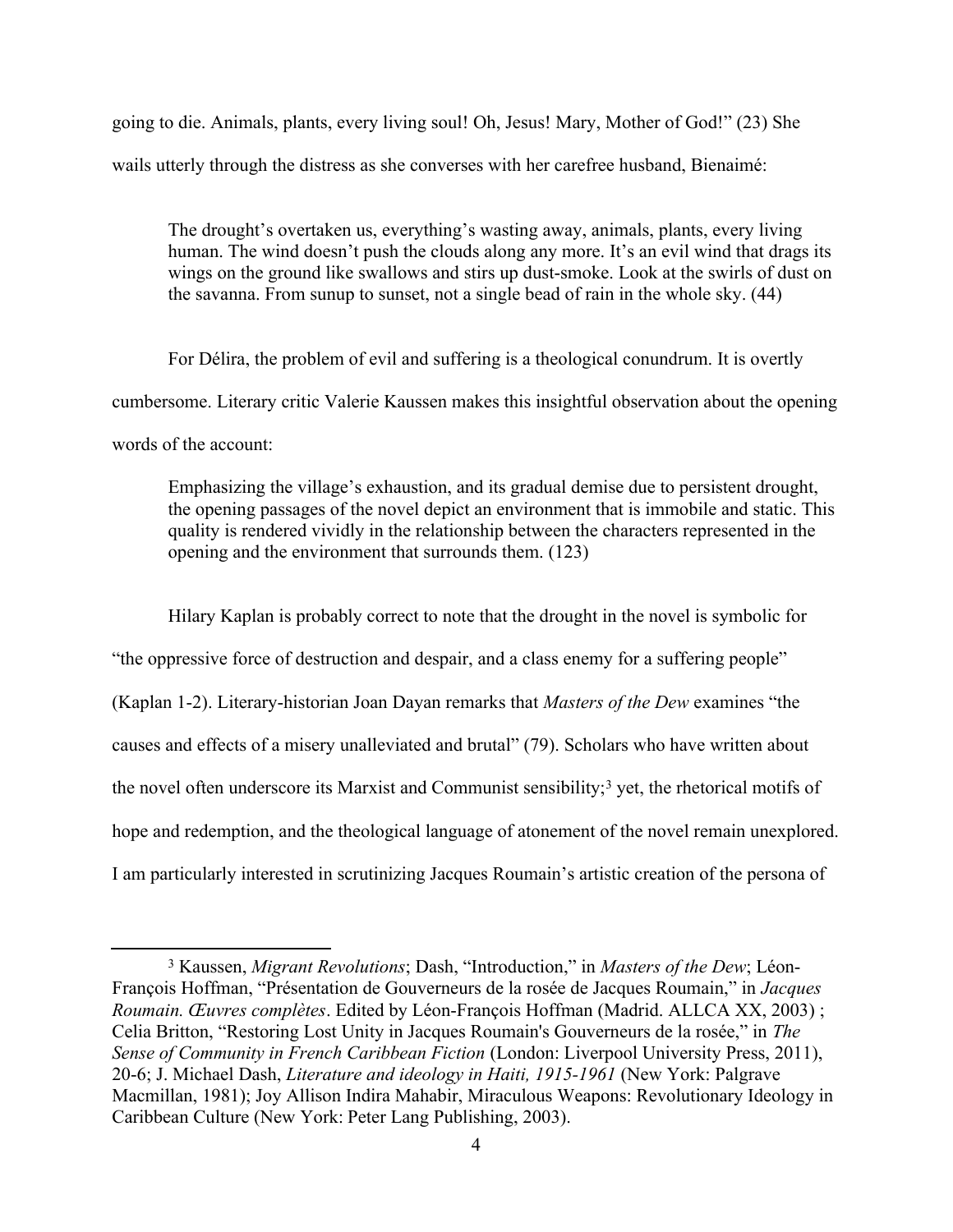going to die. Animals, plants, every living soul! Oh, Jesus! Mary, Mother of God!" (23) She wails utterly through the distress as she converses with her carefree husband, Bienaimé:

> The drought's overtaken us, everything's wasting away, animals, plants, every living human. The wind doesn't push the clouds along any more. It's an evil wind that drags its wings on the ground like swallows and stirs up dust-smoke. Look at the swirls of dust on the savanna. From sunup to sunset, not a single bead of rain in the whole sky. (44)

For Délira, the problem of evil and suffering is a theological conundrum. It is overtly cumbersome. Literary critic Valerie Kaussen makes this insightful observation about the opening words of the account:

> Emphasizing the village's exhaustion, and its gradual demise due to persistent drought, the opening passages of the novel depict an environment that is immobile and static. This quality is rendered vividly in the relationship between the characters represented in the opening and the environment that surrounds them. (123)

Hilary Kaplan is probably correct to note that the drought in the novel is symbolic for "the oppressive force of destruction and despair, and a class enemy for a suffering people" (Kaplan 1-2). Literary-historian Joan Dayan remarks that *Masters of the Dew* examines "the causes and effects of a misery unalleviated and brutal" (79). Scholars who have written about the novel often underscore its Marxist and Communist sensibility;[3] yet, the rhetorical motifs of hope and redemption, and the theological language of atonement of the novel remain unexplored. I am particularly interested in scrutinizing Jacques Roumain's artistic creation of the persona of

---

[3] Kaussen, *Migrant Revolutions*; Dash, "Introduction," in *Masters of the Dew*; Léon-François Hoffman, "Présentation de Gouverneurs de la rosée de Jacques Roumain," in *Jacques Roumain. Œuvres complètes*. Edited by Léon-François Hoffman (Madrid. ALLCA XX, 2003) ; Celia Britton, "Restoring Lost Unity in Jacques Roumain's Gouverneurs de la rosée," in *The Sense of Community in French Caribbean Fiction* (London: Liverpool University Press, 2011), 20-6; J. Michael Dash, *Literature and ideology in Haiti, 1915-1961* (New York: Palgrave Macmillan, 1981); Joy Allison Indira Mahabir, Miraculous Weapons: Revolutionary Ideology in Caribbean Culture (New York: Peter Lang Publishing, 2003).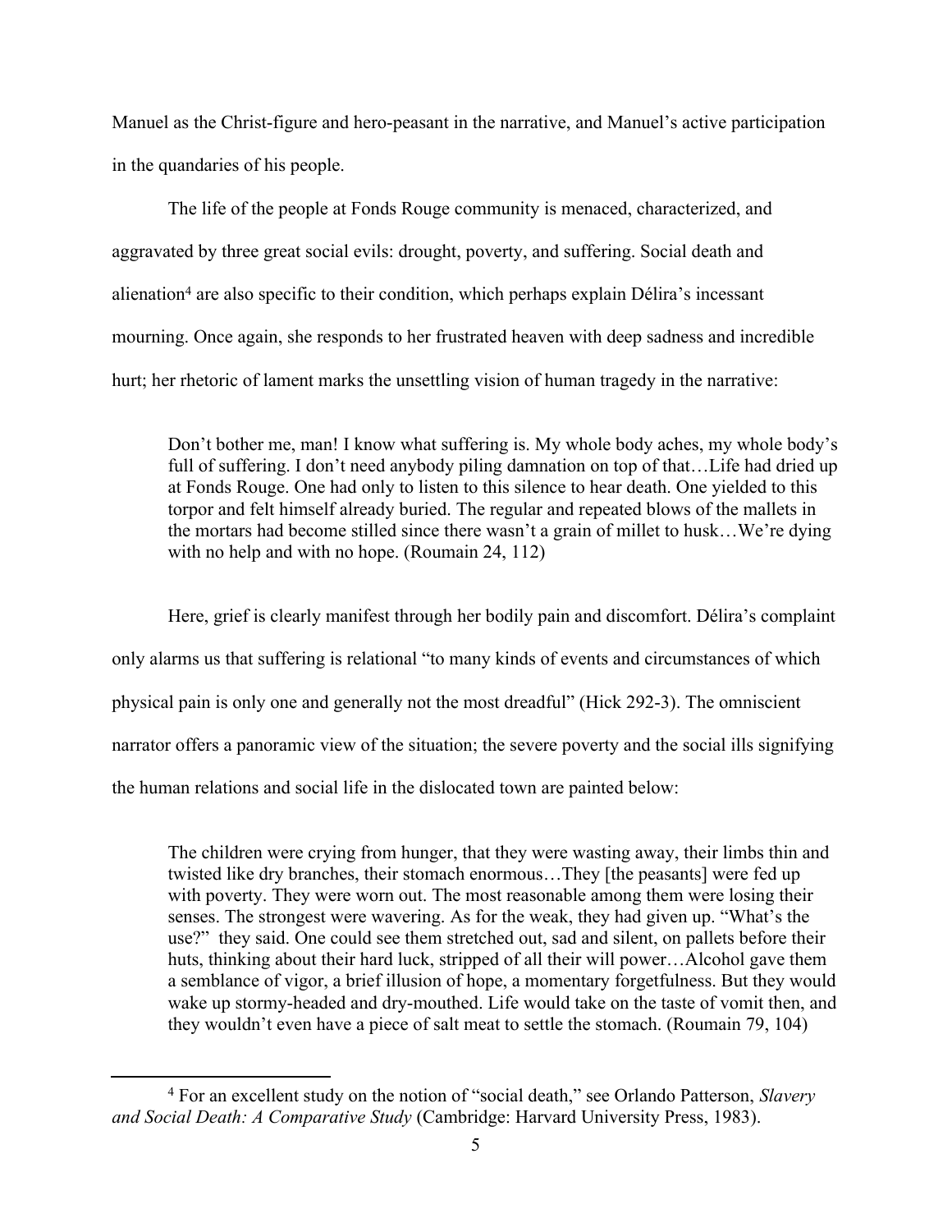Manuel as the Christ-figure and hero-peasant in the narrative, and Manuel's active participation in the quandaries of his people.

The life of the people at Fonds Rouge community is menaced, characterized, and aggravated by three great social evils: drought, poverty, and suffering. Social death and alienation[4] are also specific to their condition, which perhaps explain Délira's incessant mourning. Once again, she responds to her frustrated heaven with deep sadness and incredible hurt; her rhetoric of lament marks the unsettling vision of human tragedy in the narrative:

> Don't bother me, man! I know what suffering is. My whole body aches, my whole body's full of suffering. I don't need anybody piling damnation on top of that…Life had dried up at Fonds Rouge. One had only to listen to this silence to hear death. One yielded to this torpor and felt himself already buried. The regular and repeated blows of the mallets in the mortars had become stilled since there wasn't a grain of millet to husk…We're dying with no help and with no hope. (Roumain 24, 112)

Here, grief is clearly manifest through her bodily pain and discomfort. Délira's complaint only alarms us that suffering is relational "to many kinds of events and circumstances of which physical pain is only one and generally not the most dreadful" (Hick 292-3). The omniscient narrator offers a panoramic view of the situation; the severe poverty and the social ills signifying the human relations and social life in the dislocated town are painted below:

> The children were crying from hunger, that they were wasting away, their limbs thin and twisted like dry branches, their stomach enormous…They [the peasants] were fed up with poverty. They were worn out. The most reasonable among them were losing their senses. The strongest were wavering. As for the weak, they had given up. "What's the use?" they said. One could see them stretched out, sad and silent, on pallets before their huts, thinking about their hard luck, stripped of all their will power…Alcohol gave them a semblance of vigor, a brief illusion of hope, a momentary forgetfulness. But they would wake up stormy-headed and dry-mouthed. Life would take on the taste of vomit then, and they wouldn't even have a piece of salt meat to settle the stomach. (Roumain 79, 104)

---

[4] For an excellent study on the notion of "social death," see Orlando Patterson, *Slavery and Social Death: A Comparative Study* (Cambridge: Harvard University Press, 1983).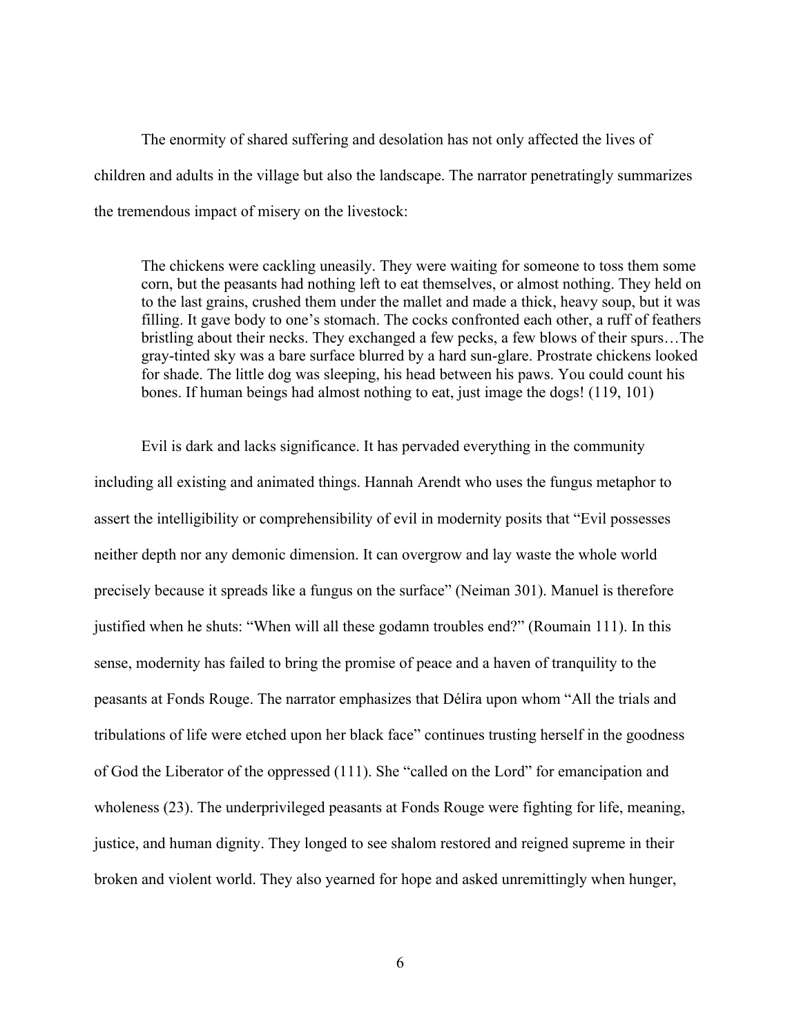The enormity of shared suffering and desolation has not only affected the lives of children and adults in the village but also the landscape. The narrator penetratingly summarizes the tremendous impact of misery on the livestock:

> The chickens were cackling uneasily. They were waiting for someone to toss them some corn, but the peasants had nothing left to eat themselves, or almost nothing. They held on to the last grains, crushed them under the mallet and made a thick, heavy soup, but it was filling. It gave body to one's stomach. The cocks confronted each other, a ruff of feathers bristling about their necks. They exchanged a few pecks, a few blows of their spurs…The gray-tinted sky was a bare surface blurred by a hard sun-glare. Prostrate chickens looked for shade. The little dog was sleeping, his head between his paws. You could count his bones. If human beings had almost nothing to eat, just image the dogs! (119, 101)

Evil is dark and lacks significance. It has pervaded everything in the community including all existing and animated things. Hannah Arendt who uses the fungus metaphor to assert the intelligibility or comprehensibility of evil in modernity posits that "Evil possesses neither depth nor any demonic dimension. It can overgrow and lay waste the whole world precisely because it spreads like a fungus on the surface" (Neiman 301). Manuel is therefore justified when he shuts: "When will all these godamn troubles end?" (Roumain 111). In this sense, modernity has failed to bring the promise of peace and a haven of tranquility to the peasants at Fonds Rouge. The narrator emphasizes that Délira upon whom "All the trials and tribulations of life were etched upon her black face" continues trusting herself in the goodness of God the Liberator of the oppressed (111). She "called on the Lord" for emancipation and wholeness (23). The underprivileged peasants at Fonds Rouge were fighting for life, meaning, justice, and human dignity. They longed to see shalom restored and reigned supreme in their broken and violent world. They also yearned for hope and asked unremittingly when hunger,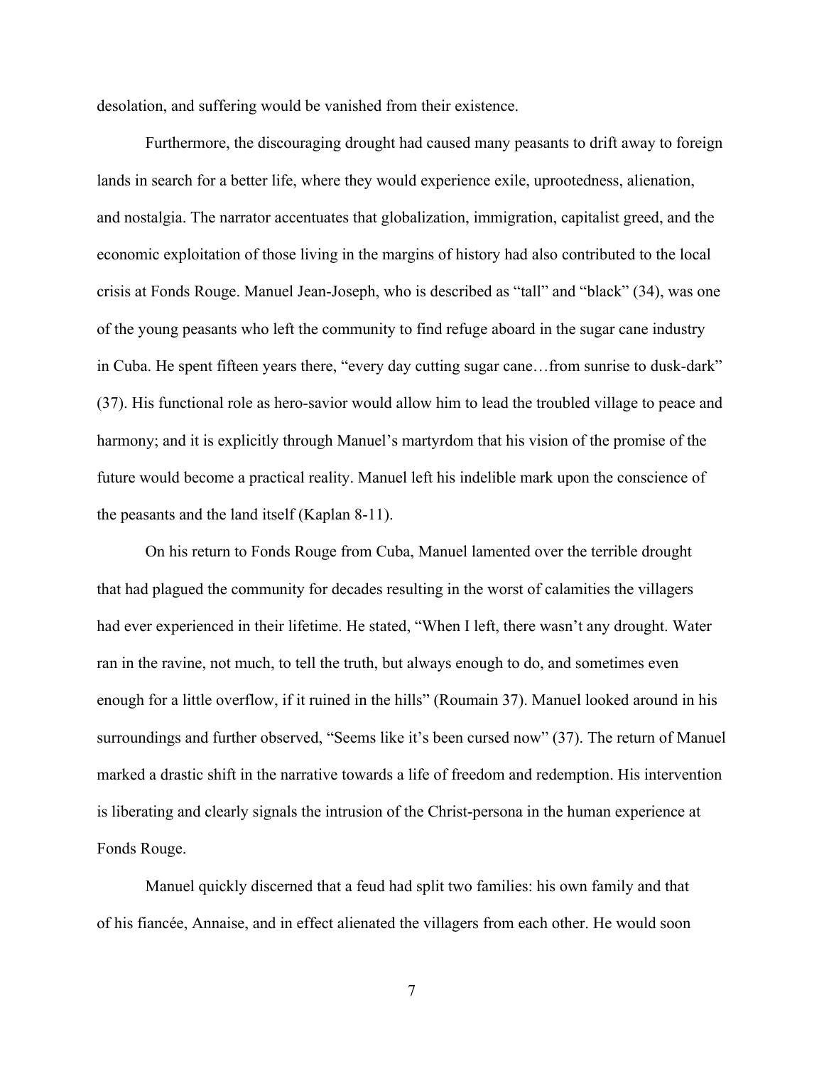desolation, and suffering would be vanished from their existence.

Furthermore, the discouraging drought had caused many peasants to drift away to foreign lands in search for a better life, where they would experience exile, uprootedness, alienation, and nostalgia. The narrator accentuates that globalization, immigration, capitalist greed, and the economic exploitation of those living in the margins of history had also contributed to the local crisis at Fonds Rouge. Manuel Jean-Joseph, who is described as "tall" and "black" (34), was one of the young peasants who left the community to find refuge aboard in the sugar cane industry in Cuba. He spent fifteen years there, "every day cutting sugar cane…from sunrise to dusk-dark" (37). His functional role as hero-savior would allow him to lead the troubled village to peace and harmony; and it is explicitly through Manuel's martyrdom that his vision of the promise of the future would become a practical reality. Manuel left his indelible mark upon the conscience of the peasants and the land itself (Kaplan 8-11).

On his return to Fonds Rouge from Cuba, Manuel lamented over the terrible drought that had plagued the community for decades resulting in the worst of calamities the villagers had ever experienced in their lifetime. He stated, "When I left, there wasn't any drought. Water ran in the ravine, not much, to tell the truth, but always enough to do, and sometimes even enough for a little overflow, if it ruined in the hills" (Roumain 37). Manuel looked around in his surroundings and further observed, "Seems like it's been cursed now" (37). The return of Manuel marked a drastic shift in the narrative towards a life of freedom and redemption. His intervention is liberating and clearly signals the intrusion of the Christ-persona in the human experience at Fonds Rouge.

Manuel quickly discerned that a feud had split two families: his own family and that of his fiancée, Annaise, and in effect alienated the villagers from each other. He would soon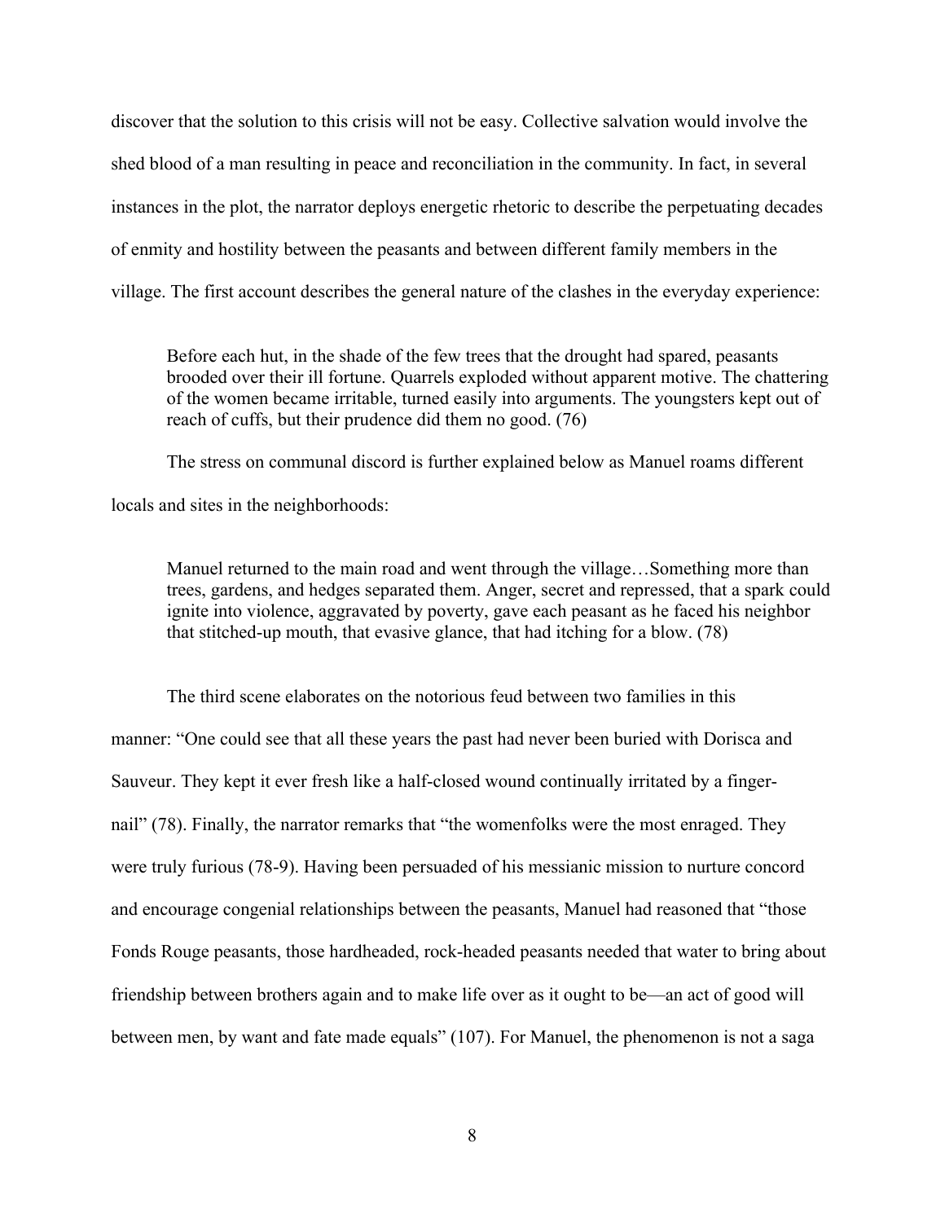discover that the solution to this crisis will not be easy. Collective salvation would involve the shed blood of a man resulting in peace and reconciliation in the community. In fact, in several instances in the plot, the narrator deploys energetic rhetoric to describe the perpetuating decades of enmity and hostility between the peasants and between different family members in the village. The first account describes the general nature of the clashes in the everyday experience:

> Before each hut, in the shade of the few trees that the drought had spared, peasants brooded over their ill fortune. Quarrels exploded without apparent motive. The chattering of the women became irritable, turned easily into arguments. The youngsters kept out of reach of cuffs, but their prudence did them no good. (76)

The stress on communal discord is further explained below as Manuel roams different locals and sites in the neighborhoods:

> Manuel returned to the main road and went through the village…Something more than trees, gardens, and hedges separated them. Anger, secret and repressed, that a spark could ignite into violence, aggravated by poverty, gave each peasant as he faced his neighbor that stitched-up mouth, that evasive glance, that had itching for a blow. (78)

The third scene elaborates on the notorious feud between two families in this manner: "One could see that all these years the past had never been buried with Dorisca and Sauveur. They kept it ever fresh like a half-closed wound continually irritated by a finger-nail" (78). Finally, the narrator remarks that "the womenfolks were the most enraged. They were truly furious (78-9). Having been persuaded of his messianic mission to nurture concord and encourage congenial relationships between the peasants, Manuel had reasoned that "those Fonds Rouge peasants, those hardheaded, rock-headed peasants needed that water to bring about friendship between brothers again and to make life over as it ought to be—an act of good will between men, by want and fate made equals" (107). For Manuel, the phenomenon is not a saga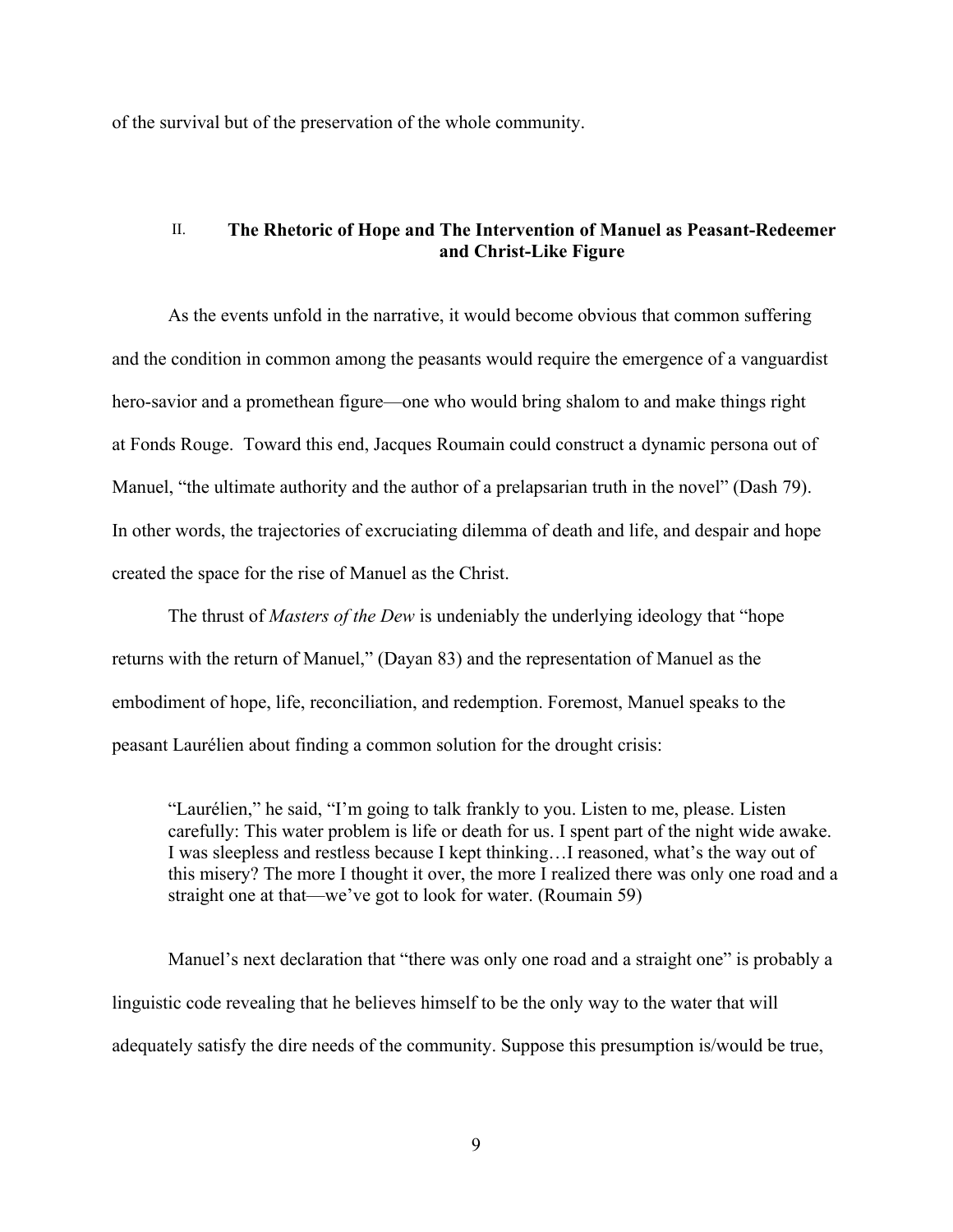of the survival but of the preservation of the whole community.

## II. The Rhetoric of Hope and The Intervention of Manuel as Peasant-Redeemer and Christ-Like Figure

As the events unfold in the narrative, it would become obvious that common suffering and the condition in common among the peasants would require the emergence of a vanguardist hero-savior and a promethean figure—one who would bring shalom to and make things right at Fonds Rouge. Toward this end, Jacques Roumain could construct a dynamic persona out of Manuel, "the ultimate authority and the author of a prelapsarian truth in the novel" (Dash 79). In other words, the trajectories of excruciating dilemma of death and life, and despair and hope created the space for the rise of Manuel as the Christ.

The thrust of *Masters of the Dew* is undeniably the underlying ideology that "hope returns with the return of Manuel," (Dayan 83) and the representation of Manuel as the embodiment of hope, life, reconciliation, and redemption. Foremost, Manuel speaks to the peasant Laurélien about finding a common solution for the drought crisis:

> "Laurélien," he said, "I'm going to talk frankly to you. Listen to me, please. Listen carefully: This water problem is life or death for us. I spent part of the night wide awake. I was sleepless and restless because I kept thinking…I reasoned, what's the way out of this misery? The more I thought it over, the more I realized there was only one road and a straight one at that—we've got to look for water. (Roumain 59)

Manuel's next declaration that "there was only one road and a straight one" is probably a linguistic code revealing that he believes himself to be the only way to the water that will adequately satisfy the dire needs of the community. Suppose this presumption is/would be true,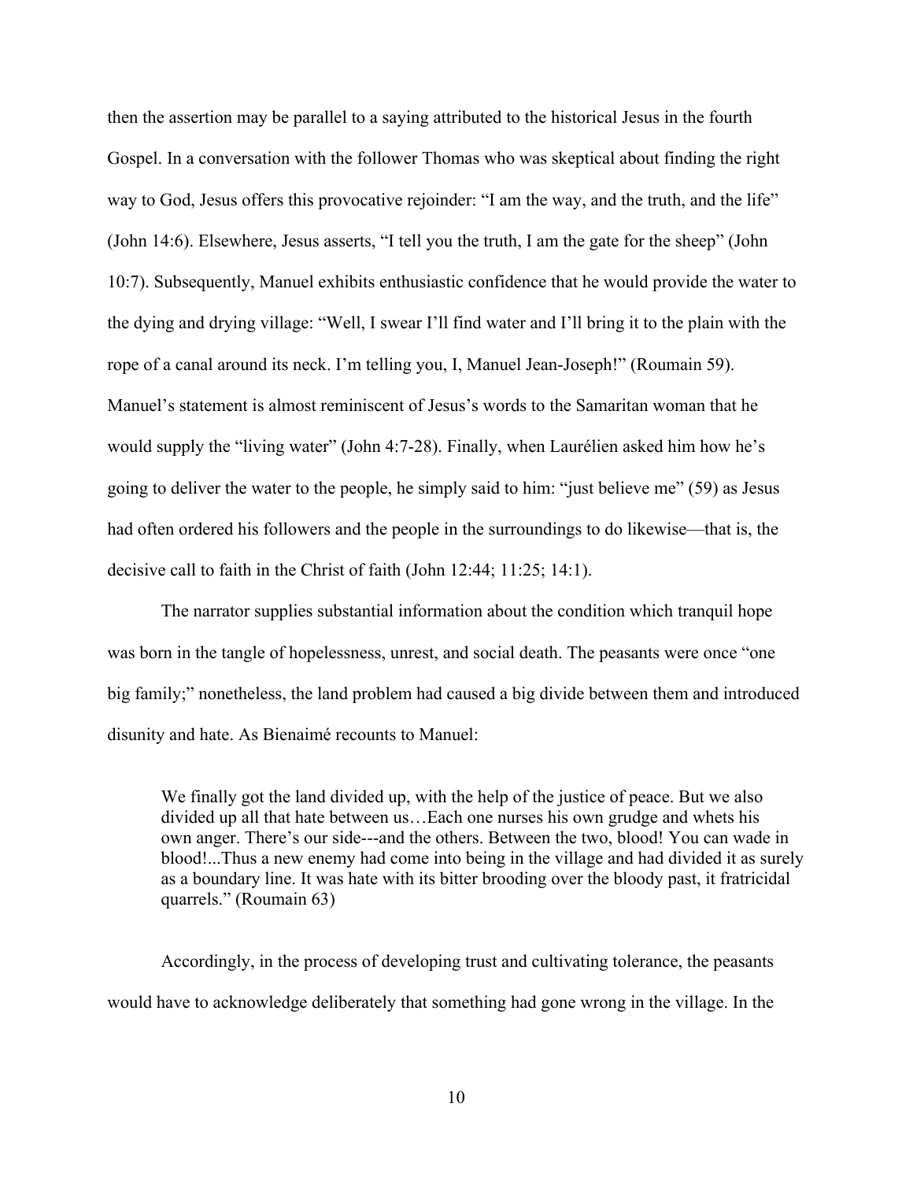then the assertion may be parallel to a saying attributed to the historical Jesus in the fourth Gospel. In a conversation with the follower Thomas who was skeptical about finding the right way to God, Jesus offers this provocative rejoinder: "I am the way, and the truth, and the life" (John 14:6). Elsewhere, Jesus asserts, "I tell you the truth, I am the gate for the sheep" (John 10:7). Subsequently, Manuel exhibits enthusiastic confidence that he would provide the water to the dying and drying village: "Well, I swear I'll find water and I'll bring it to the plain with the rope of a canal around its neck. I'm telling you, I, Manuel Jean-Joseph!" (Roumain 59). Manuel's statement is almost reminiscent of Jesus's words to the Samaritan woman that he would supply the "living water" (John 4:7-28). Finally, when Laurélien asked him how he's going to deliver the water to the people, he simply said to him: "just believe me" (59) as Jesus had often ordered his followers and the people in the surroundings to do likewise—that is, the decisive call to faith in the Christ of faith (John 12:44; 11:25; 14:1).

The narrator supplies substantial information about the condition which tranquil hope was born in the tangle of hopelessness, unrest, and social death. The peasants were once "one big family;" nonetheless, the land problem had caused a big divide between them and introduced disunity and hate. As Bienaimé recounts to Manuel:

> We finally got the land divided up, with the help of the justice of peace. But we also divided up all that hate between us…Each one nurses his own grudge and whets his own anger. There's our side---and the others. Between the two, blood! You can wade in blood!...Thus a new enemy had come into being in the village and had divided it as surely as a boundary line. It was hate with its bitter brooding over the bloody past, it fratricidal quarrels." (Roumain 63)

Accordingly, in the process of developing trust and cultivating tolerance, the peasants would have to acknowledge deliberately that something had gone wrong in the village. In the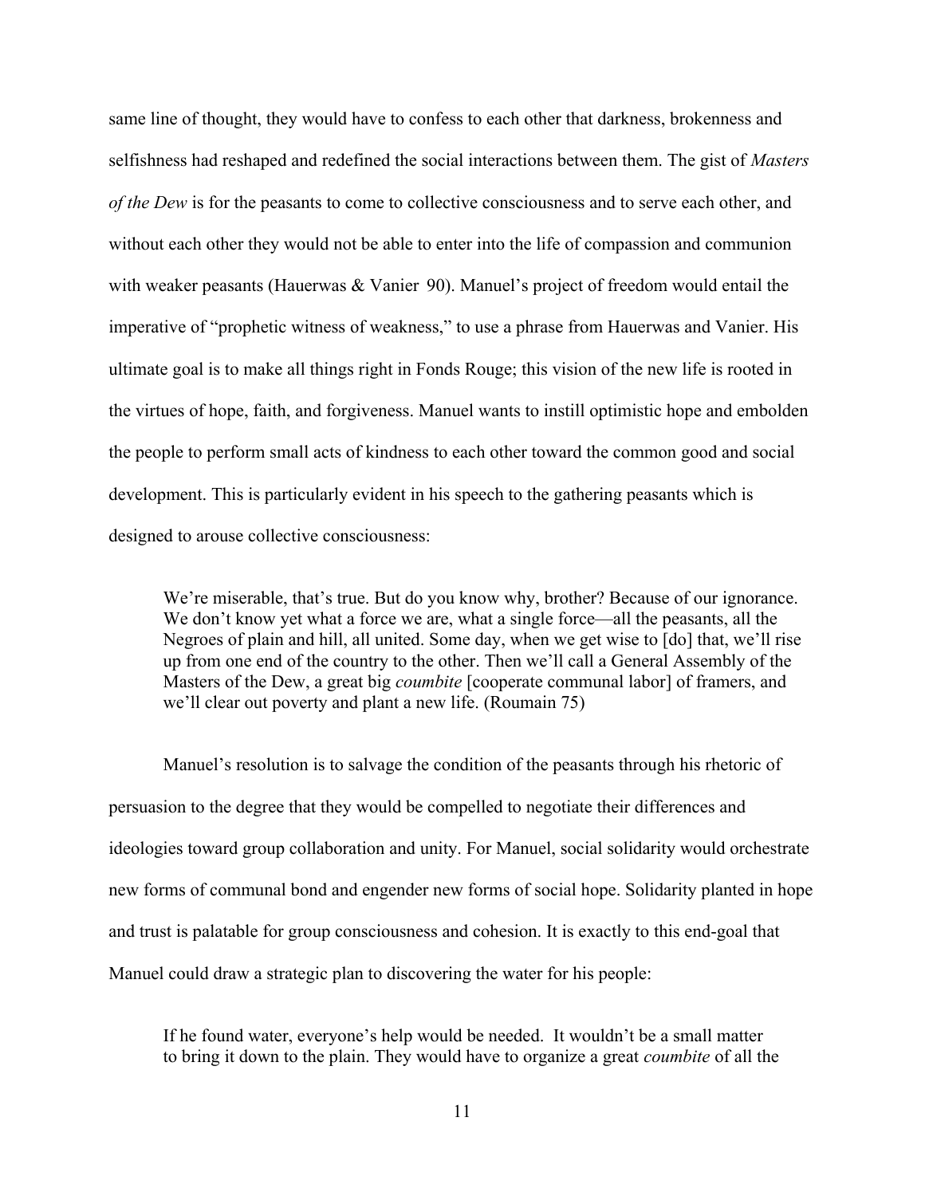same line of thought, they would have to confess to each other that darkness, brokenness and selfishness had reshaped and redefined the social interactions between them. The gist of *Masters of the Dew* is for the peasants to come to collective consciousness and to serve each other, and without each other they would not be able to enter into the life of compassion and communion with weaker peasants (Hauerwas & Vanier 90). Manuel's project of freedom would entail the imperative of "prophetic witness of weakness," to use a phrase from Hauerwas and Vanier. His ultimate goal is to make all things right in Fonds Rouge; this vision of the new life is rooted in the virtues of hope, faith, and forgiveness. Manuel wants to instill optimistic hope and embolden the people to perform small acts of kindness to each other toward the common good and social development. This is particularly evident in his speech to the gathering peasants which is designed to arouse collective consciousness:

> We're miserable, that's true. But do you know why, brother? Because of our ignorance. We don't know yet what a force we are, what a single force—all the peasants, all the Negroes of plain and hill, all united. Some day, when we get wise to [do] that, we'll rise up from one end of the country to the other. Then we'll call a General Assembly of the Masters of the Dew, a great big *coumbite* [cooperate communal labor] of framers, and we'll clear out poverty and plant a new life. (Roumain 75)

Manuel's resolution is to salvage the condition of the peasants through his rhetoric of persuasion to the degree that they would be compelled to negotiate their differences and ideologies toward group collaboration and unity. For Manuel, social solidarity would orchestrate new forms of communal bond and engender new forms of social hope. Solidarity planted in hope and trust is palatable for group consciousness and cohesion. It is exactly to this end-goal that Manuel could draw a strategic plan to discovering the water for his people:

> If he found water, everyone's help would be needed. It wouldn't be a small matter to bring it down to the plain. They would have to organize a great *coumbite* of all the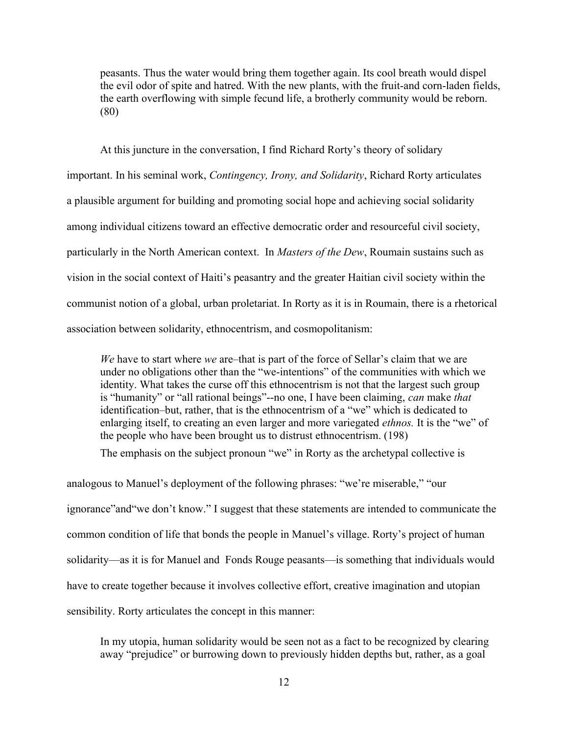> peasants. Thus the water would bring them together again. Its cool breath would dispel the evil odor of spite and hatred. With the new plants, with the fruit-and corn-laden fields, the earth overflowing with simple fecund life, a brotherly community would be reborn. (80)

At this juncture in the conversation, I find Richard Rorty's theory of solidary important. In his seminal work, *Contingency, Irony, and Solidarity*, Richard Rorty articulates a plausible argument for building and promoting social hope and achieving social solidarity among individual citizens toward an effective democratic order and resourceful civil society, particularly in the North American context. In *Masters of the Dew*, Roumain sustains such as vision in the social context of Haiti's peasantry and the greater Haitian civil society within the communist notion of a global, urban proletariat. In Rorty as it is in Roumain, there is a rhetorical association between solidarity, ethnocentrism, and cosmopolitanism:

> *We* have to start where *we* are–that is part of the force of Sellar's claim that we are under no obligations other than the "we-intentions" of the communities with which we identity. What takes the curse off this ethnocentrism is not that the largest such group is "humanity" or "all rational beings"--no one, I have been claiming, *can* make *that* identification–but, rather, that is the ethnocentrism of a "we" which is dedicated to enlarging itself, to creating an even larger and more variegated *ethnos.* It is the "we" of the people who have been brought us to distrust ethnocentrism. (198)

The emphasis on the subject pronoun "we" in Rorty as the archetypal collective is analogous to Manuel's deployment of the following phrases: "we're miserable," "our ignorance"and"we don't know." I suggest that these statements are intended to communicate the common condition of life that bonds the people in Manuel's village. Rorty's project of human solidarity—as it is for Manuel and Fonds Rouge peasants—is something that individuals would have to create together because it involves collective effort, creative imagination and utopian sensibility. Rorty articulates the concept in this manner:

> In my utopia, human solidarity would be seen not as a fact to be recognized by clearing away "prejudice" or burrowing down to previously hidden depths but, rather, as a goal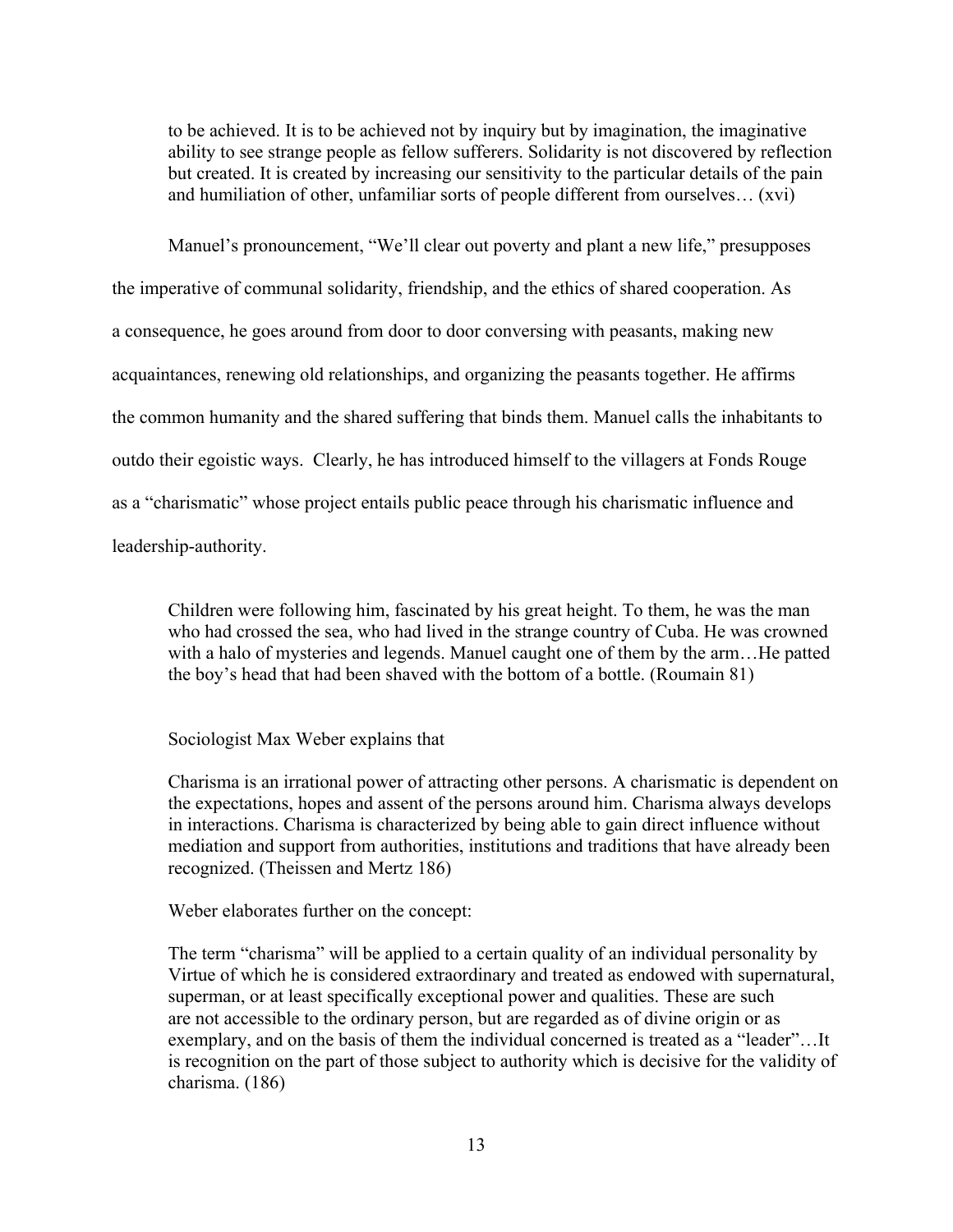> to be achieved. It is to be achieved not by inquiry but by imagination, the imaginative ability to see strange people as fellow sufferers. Solidarity is not discovered by reflection but created. It is created by increasing our sensitivity to the particular details of the pain and humiliation of other, unfamiliar sorts of people different from ourselves… (xvi)

Manuel's pronouncement, "We'll clear out poverty and plant a new life," presupposes the imperative of communal solidarity, friendship, and the ethics of shared cooperation. As a consequence, he goes around from door to door conversing with peasants, making new acquaintances, renewing old relationships, and organizing the peasants together. He affirms the common humanity and the shared suffering that binds them. Manuel calls the inhabitants to outdo their egoistic ways. Clearly, he has introduced himself to the villagers at Fonds Rouge as a "charismatic" whose project entails public peace through his charismatic influence and leadership-authority.

> Children were following him, fascinated by his great height. To them, he was the man who had crossed the sea, who had lived in the strange country of Cuba. He was crowned with a halo of mysteries and legends. Manuel caught one of them by the arm…He patted the boy's head that had been shaved with the bottom of a bottle. (Roumain 81)

Sociologist Max Weber explains that

> Charisma is an irrational power of attracting other persons. A charismatic is dependent on the expectations, hopes and assent of the persons around him. Charisma always develops in interactions. Charisma is characterized by being able to gain direct influence without mediation and support from authorities, institutions and traditions that have already been recognized. (Theissen and Mertz 186)

Weber elaborates further on the concept:

> The term "charisma" will be applied to a certain quality of an individual personality by Virtue of which he is considered extraordinary and treated as endowed with supernatural, superman, or at least specifically exceptional power and qualities. These are such are not accessible to the ordinary person, but are regarded as of divine origin or as exemplary, and on the basis of them the individual concerned is treated as a "leader"…It is recognition on the part of those subject to authority which is decisive for the validity of charisma. (186)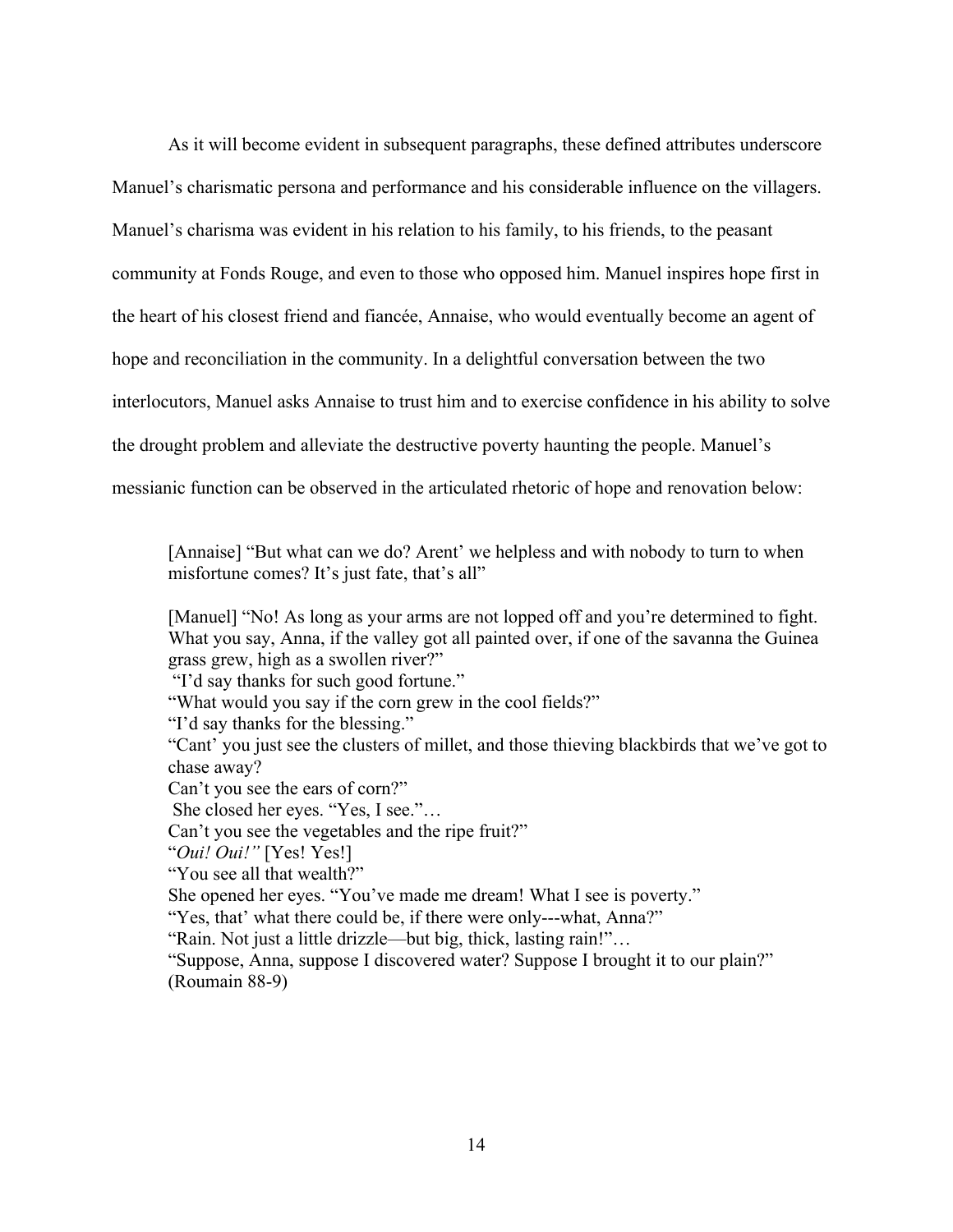As it will become evident in subsequent paragraphs, these defined attributes underscore Manuel's charismatic persona and performance and his considerable influence on the villagers. Manuel's charisma was evident in his relation to his family, to his friends, to the peasant community at Fonds Rouge, and even to those who opposed him. Manuel inspires hope first in the heart of his closest friend and fiancée, Annaise, who would eventually become an agent of hope and reconciliation in the community. In a delightful conversation between the two interlocutors, Manuel asks Annaise to trust him and to exercise confidence in his ability to solve the drought problem and alleviate the destructive poverty haunting the people. Manuel's messianic function can be observed in the articulated rhetoric of hope and renovation below:

> [Annaise] "But what can we do? Arent' we helpless and with nobody to turn to when misfortune comes? It's just fate, that's all"
>
> [Manuel] "No! As long as your arms are not lopped off and you're determined to fight. What you say, Anna, if the valley got all painted over, if one of the savanna the Guinea grass grew, high as a swollen river?"
> "I'd say thanks for such good fortune."
> "What would you say if the corn grew in the cool fields?"
> "I'd say thanks for the blessing."
> "Cant' you just see the clusters of millet, and those thieving blackbirds that we've got to chase away?
> Can't you see the ears of corn?"
> She closed her eyes. "Yes, I see."…
> Can't you see the vegetables and the ripe fruit?"
> "*Oui! Oui!"* [Yes! Yes!]
> "You see all that wealth?"
> She opened her eyes. "You've made me dream! What I see is poverty."
> "Yes, that' what there could be, if there were only---what, Anna?"
> "Rain. Not just a little drizzle—but big, thick, lasting rain!"…
> "Suppose, Anna, suppose I discovered water? Suppose I brought it to our plain?"
> (Roumain 88-9)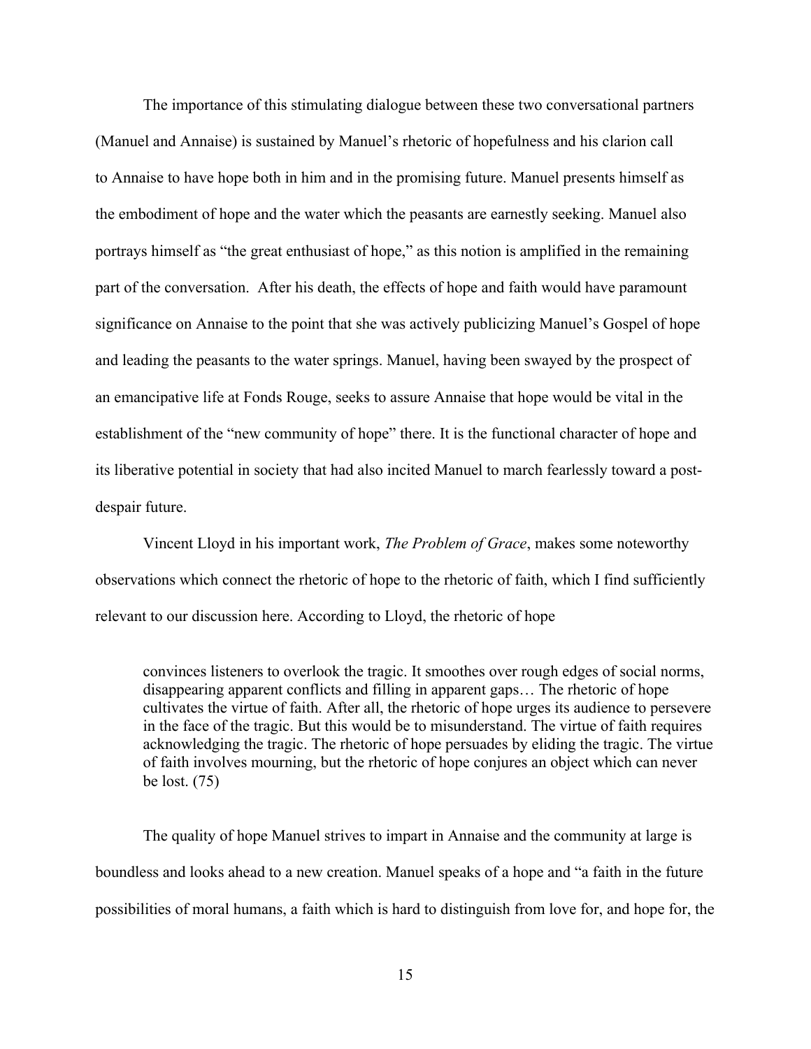The importance of this stimulating dialogue between these two conversational partners (Manuel and Annaise) is sustained by Manuel's rhetoric of hopefulness and his clarion call to Annaise to have hope both in him and in the promising future. Manuel presents himself as the embodiment of hope and the water which the peasants are earnestly seeking. Manuel also portrays himself as "the great enthusiast of hope," as this notion is amplified in the remaining part of the conversation. After his death, the effects of hope and faith would have paramount significance on Annaise to the point that she was actively publicizing Manuel's Gospel of hope and leading the peasants to the water springs. Manuel, having been swayed by the prospect of an emancipative life at Fonds Rouge, seeks to assure Annaise that hope would be vital in the establishment of the "new community of hope" there. It is the functional character of hope and its liberative potential in society that had also incited Manuel to march fearlessly toward a post-despair future.

Vincent Lloyd in his important work, *The Problem of Grace*, makes some noteworthy observations which connect the rhetoric of hope to the rhetoric of faith, which I find sufficiently relevant to our discussion here. According to Lloyd, the rhetoric of hope

> convinces listeners to overlook the tragic. It smoothes over rough edges of social norms, disappearing apparent conflicts and filling in apparent gaps… The rhetoric of hope cultivates the virtue of faith. After all, the rhetoric of hope urges its audience to persevere in the face of the tragic. But this would be to misunderstand. The virtue of faith requires acknowledging the tragic. The rhetoric of hope persuades by eliding the tragic. The virtue of faith involves mourning, but the rhetoric of hope conjures an object which can never be lost. (75)

The quality of hope Manuel strives to impart in Annaise and the community at large is boundless and looks ahead to a new creation. Manuel speaks of a hope and "a faith in the future possibilities of moral humans, a faith which is hard to distinguish from love for, and hope for, the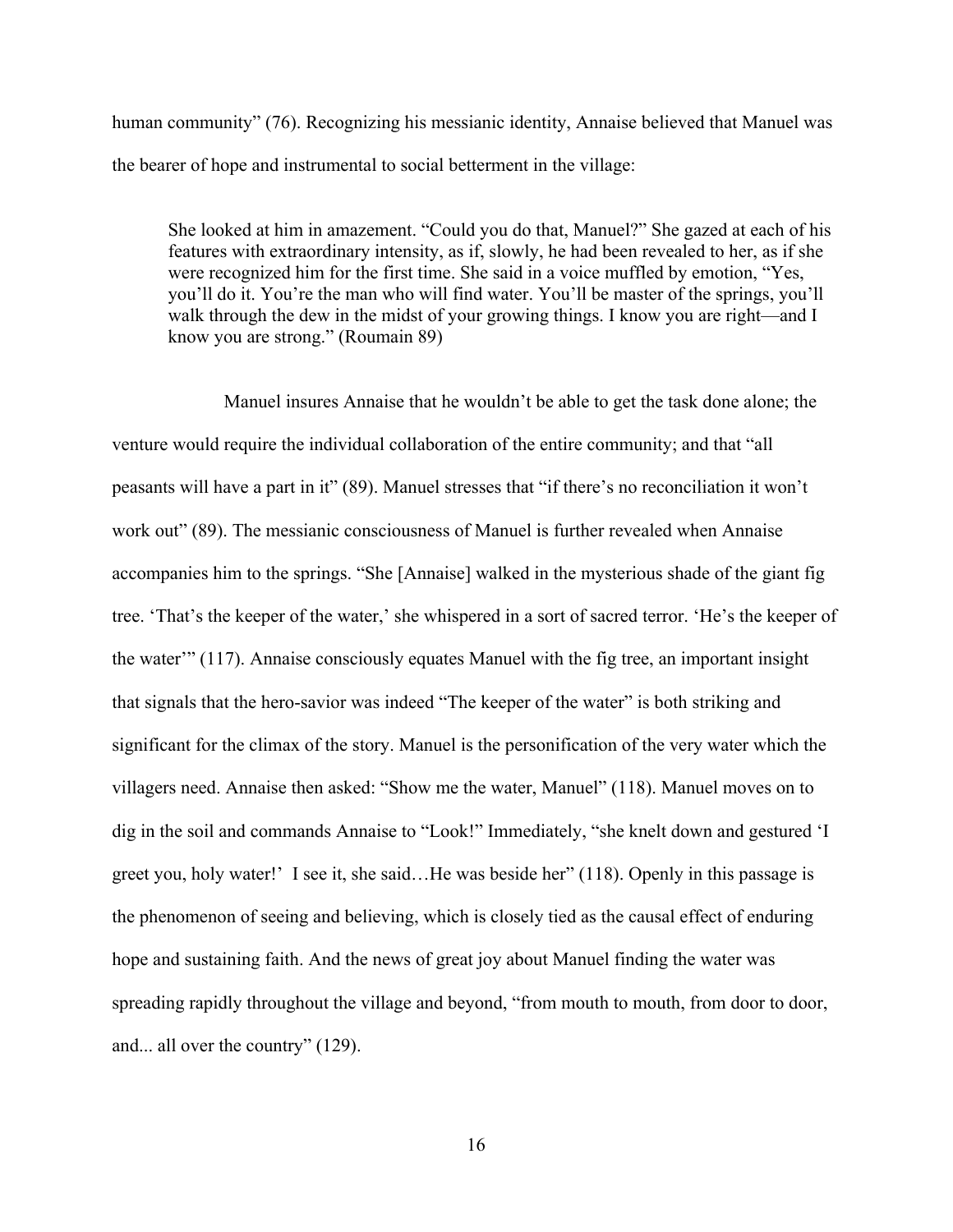human community" (76). Recognizing his messianic identity, Annaise believed that Manuel was the bearer of hope and instrumental to social betterment in the village:

> She looked at him in amazement. "Could you do that, Manuel?" She gazed at each of his features with extraordinary intensity, as if, slowly, he had been revealed to her, as if she were recognized him for the first time. She said in a voice muffled by emotion, "Yes, you'll do it. You're the man who will find water. You'll be master of the springs, you'll walk through the dew in the midst of your growing things. I know you are right—and I know you are strong." (Roumain 89)

Manuel insures Annaise that he wouldn't be able to get the task done alone; the venture would require the individual collaboration of the entire community; and that "all peasants will have a part in it" (89). Manuel stresses that "if there's no reconciliation it won't work out" (89). The messianic consciousness of Manuel is further revealed when Annaise accompanies him to the springs. "She [Annaise] walked in the mysterious shade of the giant fig tree. 'That's the keeper of the water,' she whispered in a sort of sacred terror. 'He's the keeper of the water'" (117). Annaise consciously equates Manuel with the fig tree, an important insight that signals that the hero-savior was indeed "The keeper of the water" is both striking and significant for the climax of the story. Manuel is the personification of the very water which the villagers need. Annaise then asked: "Show me the water, Manuel" (118). Manuel moves on to dig in the soil and commands Annaise to "Look!" Immediately, "she knelt down and gestured 'I greet you, holy water!' I see it, she said…He was beside her" (118). Openly in this passage is the phenomenon of seeing and believing, which is closely tied as the causal effect of enduring hope and sustaining faith. And the news of great joy about Manuel finding the water was spreading rapidly throughout the village and beyond, "from mouth to mouth, from door to door, and... all over the country" (129).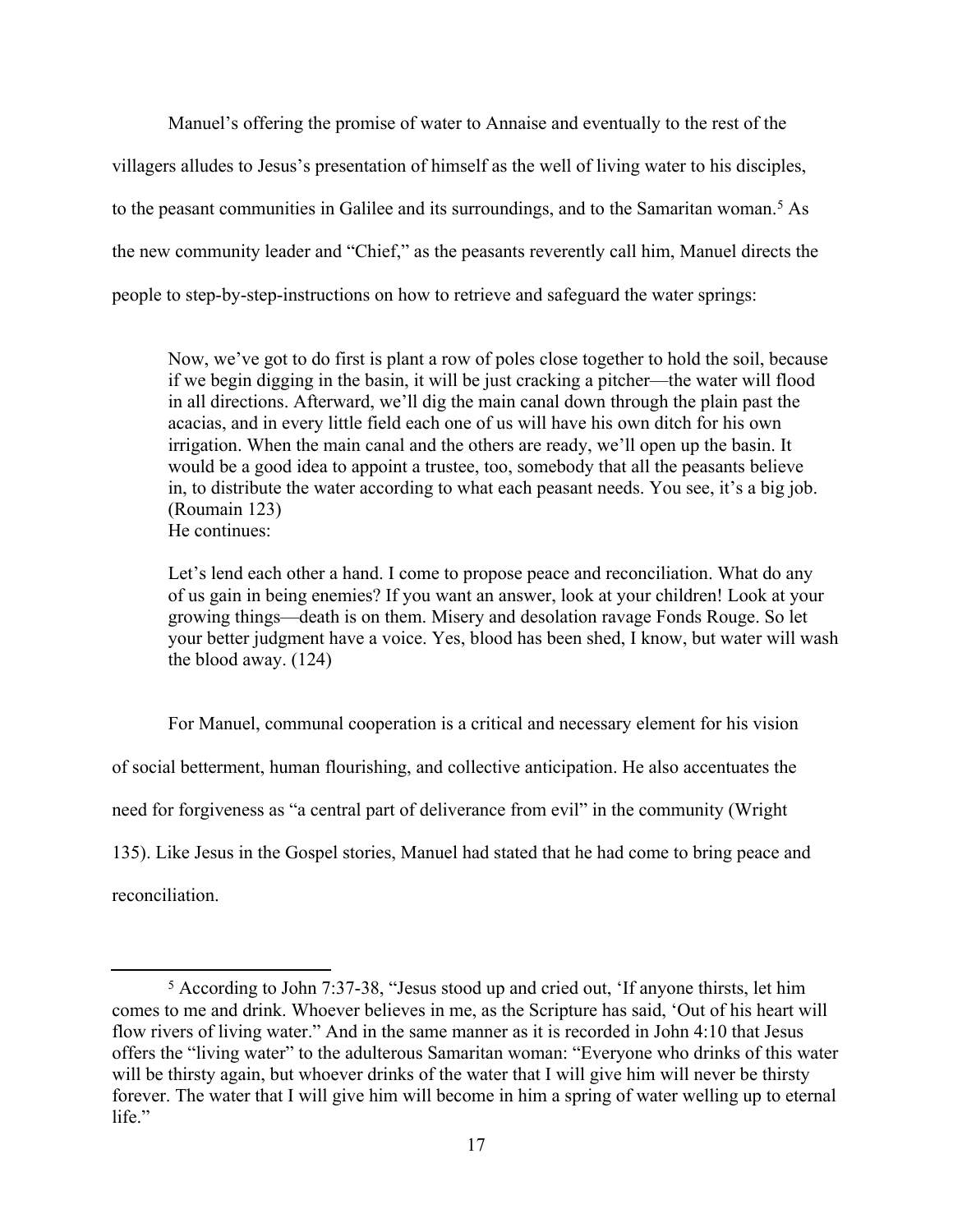Manuel's offering the promise of water to Annaise and eventually to the rest of the villagers alludes to Jesus's presentation of himself as the well of living water to his disciples, to the peasant communities in Galilee and its surroundings, and to the Samaritan woman.[5] As the new community leader and "Chief," as the peasants reverently call him, Manuel directs the people to step-by-step-instructions on how to retrieve and safeguard the water springs:

> Now, we've got to do first is plant a row of poles close together to hold the soil, because if we begin digging in the basin, it will be just cracking a pitcher—the water will flood in all directions. Afterward, we'll dig the main canal down through the plain past the acacias, and in every little field each one of us will have his own ditch for his own irrigation. When the main canal and the others are ready, we'll open up the basin. It would be a good idea to appoint a trustee, too, somebody that all the peasants believe in, to distribute the water according to what each peasant needs. You see, it's a big job. (Roumain 123)

He continues:

> Let's lend each other a hand. I come to propose peace and reconciliation. What do any of us gain in being enemies? If you want an answer, look at your children! Look at your growing things—death is on them. Misery and desolation ravage Fonds Rouge. So let your better judgment have a voice. Yes, blood has been shed, I know, but water will wash the blood away. (124)

For Manuel, communal cooperation is a critical and necessary element for his vision of social betterment, human flourishing, and collective anticipation. He also accentuates the need for forgiveness as "a central part of deliverance from evil" in the community (Wright 135). Like Jesus in the Gospel stories, Manuel had stated that he had come to bring peace and reconciliation.

---

[5] According to John 7:37-38, "Jesus stood up and cried out, 'If anyone thirsts, let him comes to me and drink. Whoever believes in me, as the Scripture has said, 'Out of his heart will flow rivers of living water." And in the same manner as it is recorded in John 4:10 that Jesus offers the "living water" to the adulterous Samaritan woman: "Everyone who drinks of this water will be thirsty again, but whoever drinks of the water that I will give him will never be thirsty forever. The water that I will give him will become in him a spring of water welling up to eternal life."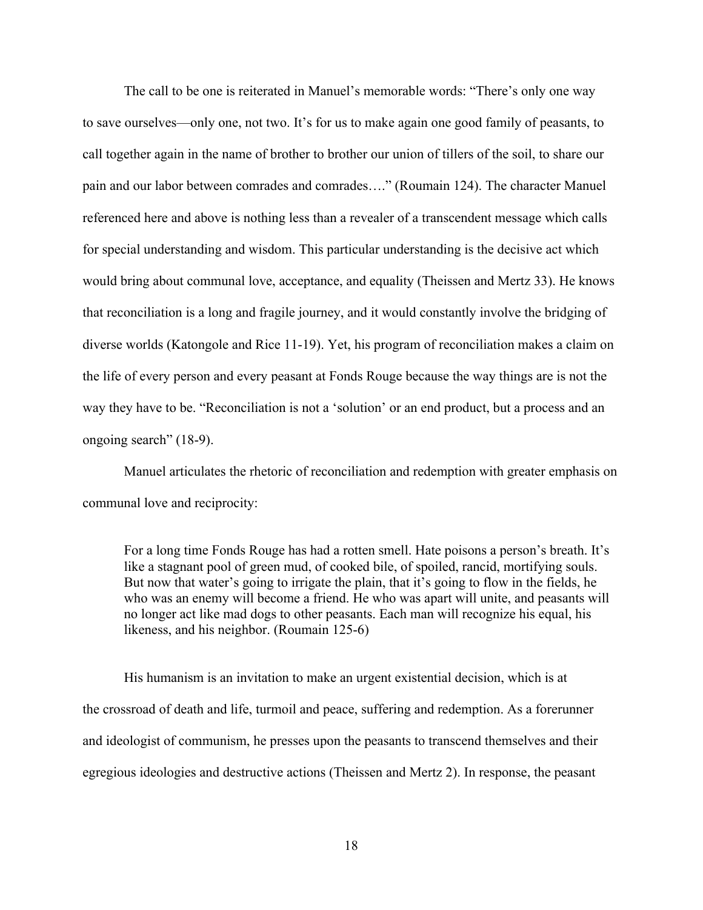The call to be one is reiterated in Manuel's memorable words: "There's only one way to save ourselves—only one, not two. It's for us to make again one good family of peasants, to call together again in the name of brother to brother our union of tillers of the soil, to share our pain and our labor between comrades and comrades…." (Roumain 124). The character Manuel referenced here and above is nothing less than a revealer of a transcendent message which calls for special understanding and wisdom. This particular understanding is the decisive act which would bring about communal love, acceptance, and equality (Theissen and Mertz 33). He knows that reconciliation is a long and fragile journey, and it would constantly involve the bridging of diverse worlds (Katongole and Rice 11-19). Yet, his program of reconciliation makes a claim on the life of every person and every peasant at Fonds Rouge because the way things are is not the way they have to be. "Reconciliation is not a 'solution' or an end product, but a process and an ongoing search" (18-9).

Manuel articulates the rhetoric of reconciliation and redemption with greater emphasis on communal love and reciprocity:

> For a long time Fonds Rouge has had a rotten smell. Hate poisons a person's breath. It's like a stagnant pool of green mud, of cooked bile, of spoiled, rancid, mortifying souls. But now that water's going to irrigate the plain, that it's going to flow in the fields, he who was an enemy will become a friend. He who was apart will unite, and peasants will no longer act like mad dogs to other peasants. Each man will recognize his equal, his likeness, and his neighbor. (Roumain 125-6)

His humanism is an invitation to make an urgent existential decision, which is at the crossroad of death and life, turmoil and peace, suffering and redemption. As a forerunner and ideologist of communism, he presses upon the peasants to transcend themselves and their egregious ideologies and destructive actions (Theissen and Mertz 2). In response, the peasant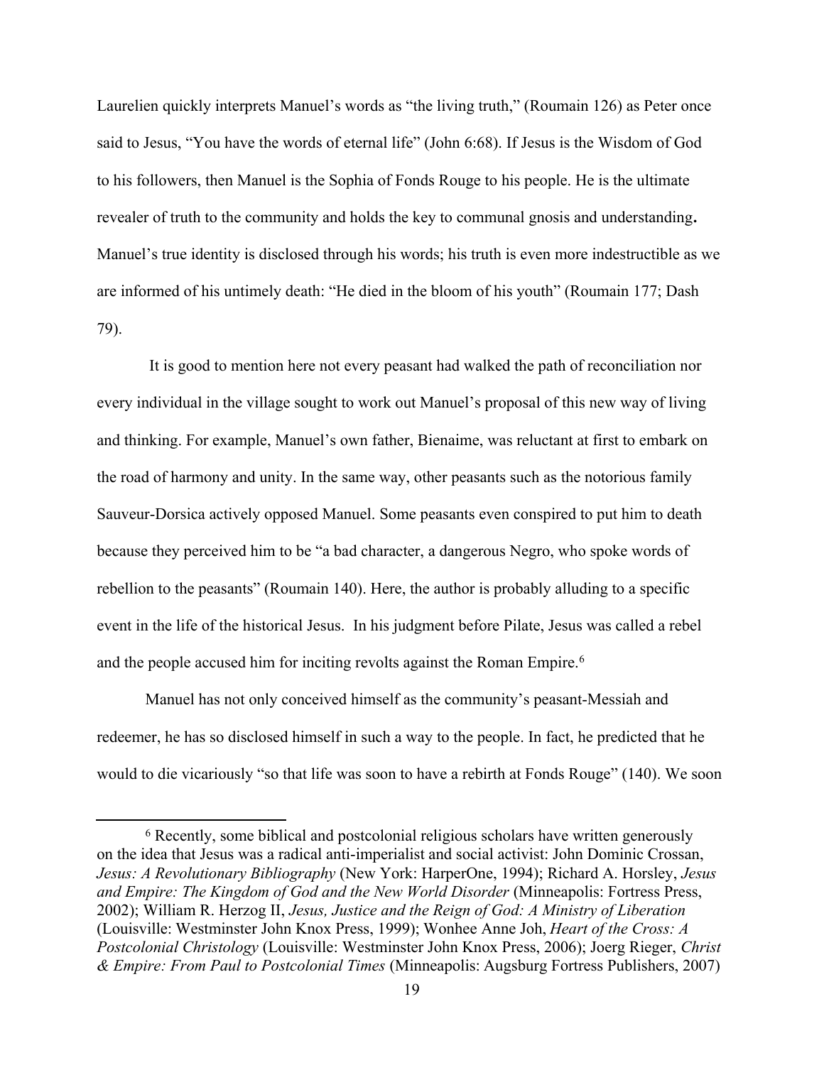Laurelien quickly interprets Manuel's words as "the living truth," (Roumain 126) as Peter once said to Jesus, "You have the words of eternal life" (John 6:68). If Jesus is the Wisdom of God to his followers, then Manuel is the Sophia of Fonds Rouge to his people. He is the ultimate revealer of truth to the community and holds the key to communal gnosis and understanding**.** Manuel's true identity is disclosed through his words; his truth is even more indestructible as we are informed of his untimely death: "He died in the bloom of his youth" (Roumain 177; Dash 79).

It is good to mention here not every peasant had walked the path of reconciliation nor every individual in the village sought to work out Manuel's proposal of this new way of living and thinking. For example, Manuel's own father, Bienaime, was reluctant at first to embark on the road of harmony and unity. In the same way, other peasants such as the notorious family Sauveur-Dorsica actively opposed Manuel. Some peasants even conspired to put him to death because they perceived him to be "a bad character, a dangerous Negro, who spoke words of rebellion to the peasants" (Roumain 140). Here, the author is probably alluding to a specific event in the life of the historical Jesus. In his judgment before Pilate, Jesus was called a rebel and the people accused him for inciting revolts against the Roman Empire.[6]

Manuel has not only conceived himself as the community's peasant-Messiah and redeemer, he has so disclosed himself in such a way to the people. In fact, he predicted that he would to die vicariously "so that life was soon to have a rebirth at Fonds Rouge" (140). We soon

---

[6] Recently, some biblical and postcolonial religious scholars have written generously on the idea that Jesus was a radical anti-imperialist and social activist: John Dominic Crossan, *Jesus: A Revolutionary Bibliography* (New York: HarperOne, 1994); Richard A. Horsley, *Jesus and Empire: The Kingdom of God and the New World Disorder* (Minneapolis: Fortress Press, 2002); William R. Herzog II, *Jesus, Justice and the Reign of God: A Ministry of Liberation* (Louisville: Westminster John Knox Press, 1999); Wonhee Anne Joh, *Heart of the Cross: A Postcolonial Christology* (Louisville: Westminster John Knox Press, 2006); Joerg Rieger, *Christ & Empire: From Paul to Postcolonial Times* (Minneapolis: Augsburg Fortress Publishers, 2007)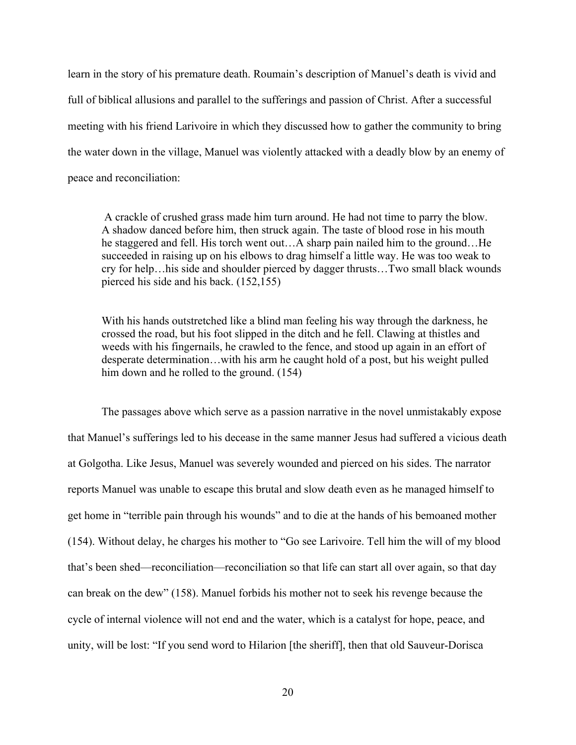learn in the story of his premature death. Roumain's description of Manuel's death is vivid and full of biblical allusions and parallel to the sufferings and passion of Christ. After a successful meeting with his friend Larivoire in which they discussed how to gather the community to bring the water down in the village, Manuel was violently attacked with a deadly blow by an enemy of peace and reconciliation:

> A crackle of crushed grass made him turn around. He had not time to parry the blow. A shadow danced before him, then struck again. The taste of blood rose in his mouth he staggered and fell. His torch went out…A sharp pain nailed him to the ground…He succeeded in raising up on his elbows to drag himself a little way. He was too weak to cry for help…his side and shoulder pierced by dagger thrusts…Two small black wounds pierced his side and his back. (152,155)

> With his hands outstretched like a blind man feeling his way through the darkness, he crossed the road, but his foot slipped in the ditch and he fell. Clawing at thistles and weeds with his fingernails, he crawled to the fence, and stood up again in an effort of desperate determination…with his arm he caught hold of a post, but his weight pulled him down and he rolled to the ground. (154)

The passages above which serve as a passion narrative in the novel unmistakably expose that Manuel's sufferings led to his decease in the same manner Jesus had suffered a vicious death at Golgotha. Like Jesus, Manuel was severely wounded and pierced on his sides. The narrator reports Manuel was unable to escape this brutal and slow death even as he managed himself to get home in "terrible pain through his wounds" and to die at the hands of his bemoaned mother (154). Without delay, he charges his mother to "Go see Larivoire. Tell him the will of my blood that's been shed—reconciliation—reconciliation so that life can start all over again, so that day can break on the dew" (158). Manuel forbids his mother not to seek his revenge because the cycle of internal violence will not end and the water, which is a catalyst for hope, peace, and unity, will be lost: "If you send word to Hilarion [the sheriff], then that old Sauveur-Dorisca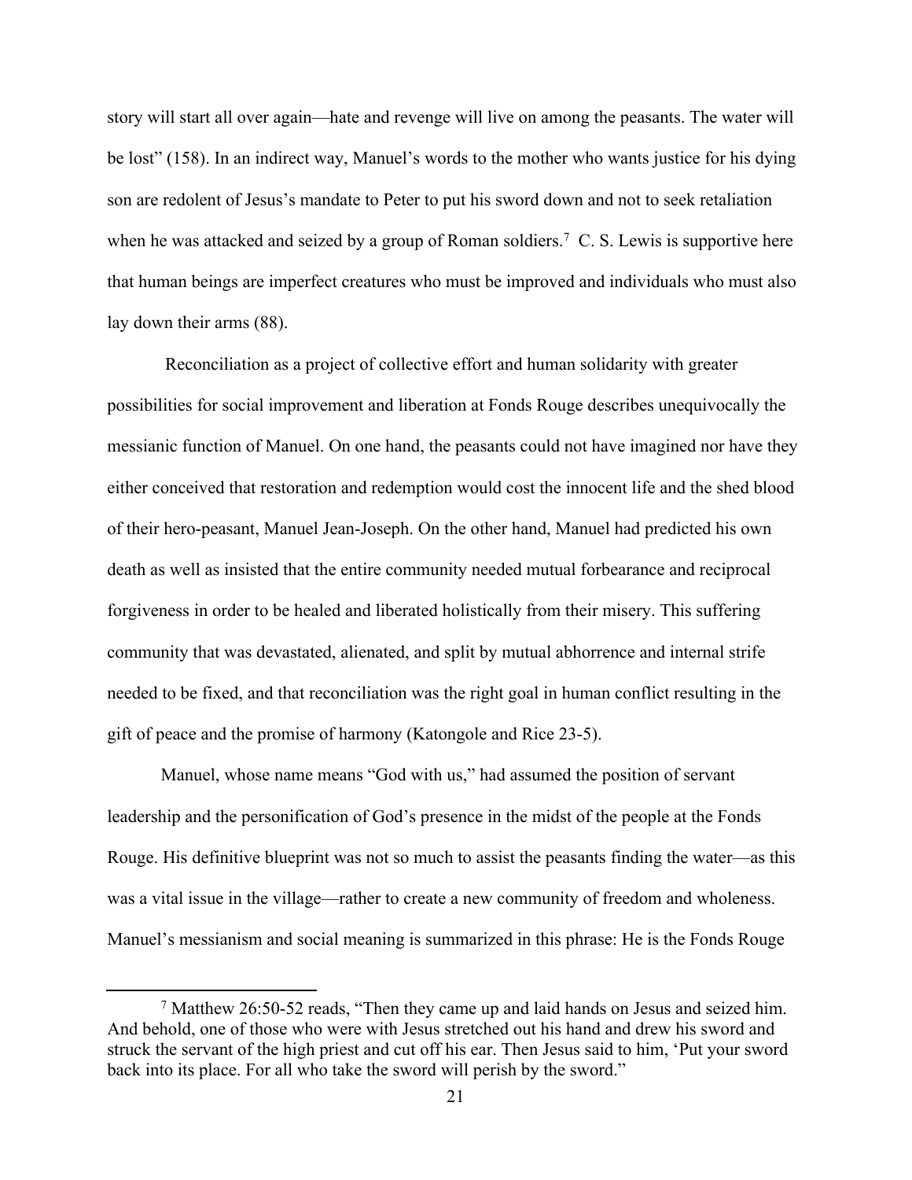story will start all over again—hate and revenge will live on among the peasants. The water will be lost" (158). In an indirect way, Manuel's words to the mother who wants justice for his dying son are redolent of Jesus's mandate to Peter to put his sword down and not to seek retaliation when he was attacked and seized by a group of Roman soldiers.[7] C. S. Lewis is supportive here that human beings are imperfect creatures who must be improved and individuals who must also lay down their arms (88).

Reconciliation as a project of collective effort and human solidarity with greater possibilities for social improvement and liberation at Fonds Rouge describes unequivocally the messianic function of Manuel. On one hand, the peasants could not have imagined nor have they either conceived that restoration and redemption would cost the innocent life and the shed blood of their hero-peasant, Manuel Jean-Joseph. On the other hand, Manuel had predicted his own death as well as insisted that the entire community needed mutual forbearance and reciprocal forgiveness in order to be healed and liberated holistically from their misery. This suffering community that was devastated, alienated, and split by mutual abhorrence and internal strife needed to be fixed, and that reconciliation was the right goal in human conflict resulting in the gift of peace and the promise of harmony (Katongole and Rice 23-5).

Manuel, whose name means "God with us," had assumed the position of servant leadership and the personification of God's presence in the midst of the people at the Fonds Rouge. His definitive blueprint was not so much to assist the peasants finding the water—as this was a vital issue in the village—rather to create a new community of freedom and wholeness. Manuel's messianism and social meaning is summarized in this phrase: He is the Fonds Rouge

---

[7] Matthew 26:50-52 reads, "Then they came up and laid hands on Jesus and seized him. And behold, one of those who were with Jesus stretched out his hand and drew his sword and struck the servant of the high priest and cut off his ear. Then Jesus said to him, 'Put your sword back into its place. For all who take the sword will perish by the sword."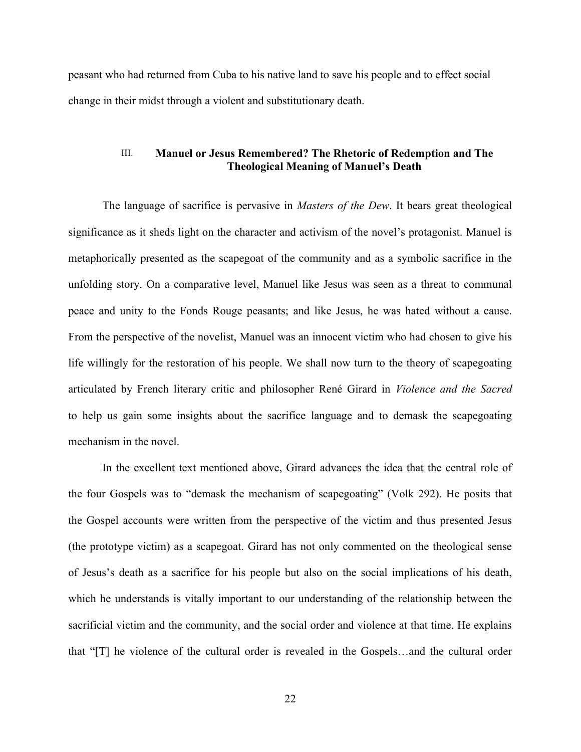peasant who had returned from Cuba to his native land to save his people and to effect social change in their midst through a violent and substitutionary death.

### III. Manuel or Jesus Remembered? The Rhetoric of Redemption and The Theological Meaning of Manuel's Death

The language of sacrifice is pervasive in *Masters of the Dew*. It bears great theological significance as it sheds light on the character and activism of the novel's protagonist. Manuel is metaphorically presented as the scapegoat of the community and as a symbolic sacrifice in the unfolding story. On a comparative level, Manuel like Jesus was seen as a threat to communal peace and unity to the Fonds Rouge peasants; and like Jesus, he was hated without a cause. From the perspective of the novelist, Manuel was an innocent victim who had chosen to give his life willingly for the restoration of his people. We shall now turn to the theory of scapegoating articulated by French literary critic and philosopher René Girard in *Violence and the Sacred* to help us gain some insights about the sacrifice language and to demask the scapegoating mechanism in the novel.

In the excellent text mentioned above, Girard advances the idea that the central role of the four Gospels was to "demask the mechanism of scapegoating" (Volk 292). He posits that the Gospel accounts were written from the perspective of the victim and thus presented Jesus (the prototype victim) as a scapegoat. Girard has not only commented on the theological sense of Jesus's death as a sacrifice for his people but also on the social implications of his death, which he understands is vitally important to our understanding of the relationship between the sacrificial victim and the community, and the social order and violence at that time. He explains that "[T] he violence of the cultural order is revealed in the Gospels…and the cultural order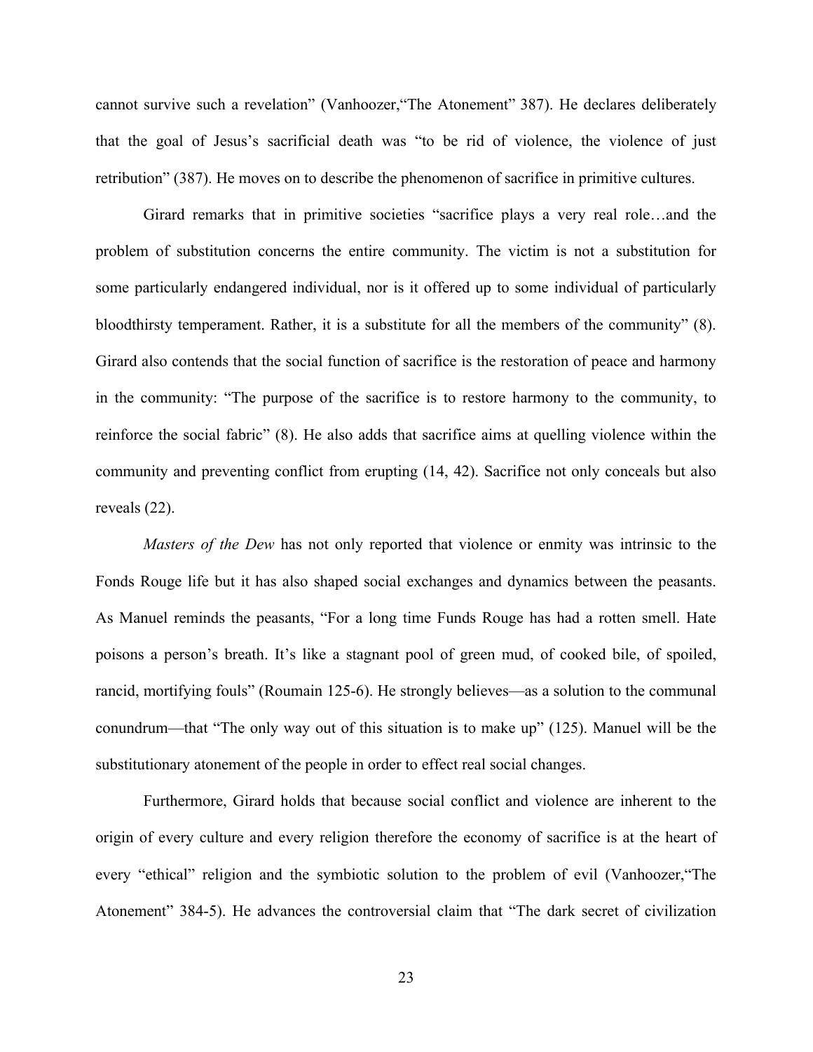cannot survive such a revelation" (Vanhoozer,"The Atonement" 387). He declares deliberately that the goal of Jesus's sacrificial death was "to be rid of violence, the violence of just retribution" (387). He moves on to describe the phenomenon of sacrifice in primitive cultures.

Girard remarks that in primitive societies "sacrifice plays a very real role…and the problem of substitution concerns the entire community. The victim is not a substitution for some particularly endangered individual, nor is it offered up to some individual of particularly bloodthirsty temperament. Rather, it is a substitute for all the members of the community" (8). Girard also contends that the social function of sacrifice is the restoration of peace and harmony in the community: "The purpose of the sacrifice is to restore harmony to the community, to reinforce the social fabric" (8). He also adds that sacrifice aims at quelling violence within the community and preventing conflict from erupting (14, 42). Sacrifice not only conceals but also reveals (22).

*Masters of the Dew* has not only reported that violence or enmity was intrinsic to the Fonds Rouge life but it has also shaped social exchanges and dynamics between the peasants. As Manuel reminds the peasants, "For a long time Funds Rouge has had a rotten smell. Hate poisons a person's breath. It's like a stagnant pool of green mud, of cooked bile, of spoiled, rancid, mortifying fouls" (Roumain 125-6). He strongly believes—as a solution to the communal conundrum—that "The only way out of this situation is to make up" (125). Manuel will be the substitutionary atonement of the people in order to effect real social changes.

Furthermore, Girard holds that because social conflict and violence are inherent to the origin of every culture and every religion therefore the economy of sacrifice is at the heart of every "ethical" religion and the symbiotic solution to the problem of evil (Vanhoozer,"The Atonement" 384-5). He advances the controversial claim that "The dark secret of civilization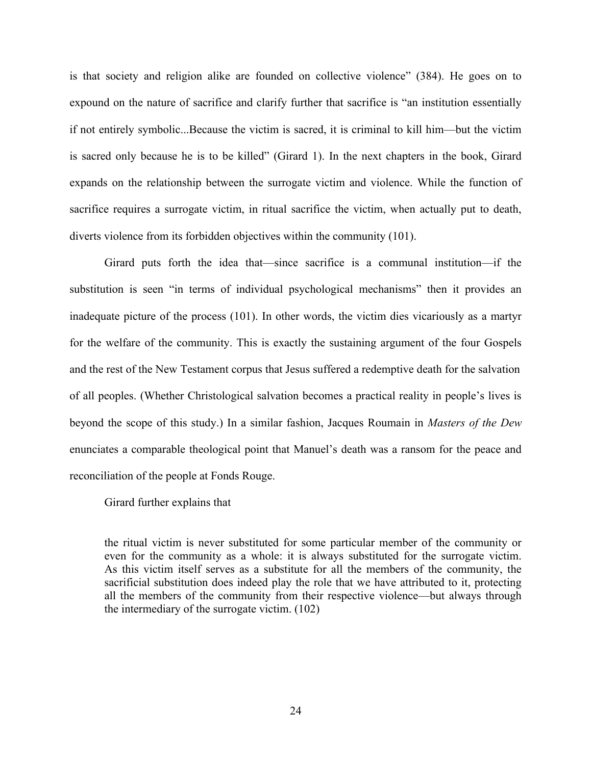is that society and religion alike are founded on collective violence" (384). He goes on to expound on the nature of sacrifice and clarify further that sacrifice is "an institution essentially if not entirely symbolic...Because the victim is sacred, it is criminal to kill him—but the victim is sacred only because he is to be killed" (Girard 1). In the next chapters in the book, Girard expands on the relationship between the surrogate victim and violence. While the function of sacrifice requires a surrogate victim, in ritual sacrifice the victim, when actually put to death, diverts violence from its forbidden objectives within the community (101).

Girard puts forth the idea that—since sacrifice is a communal institution—if the substitution is seen "in terms of individual psychological mechanisms" then it provides an inadequate picture of the process (101). In other words, the victim dies vicariously as a martyr for the welfare of the community. This is exactly the sustaining argument of the four Gospels and the rest of the New Testament corpus that Jesus suffered a redemptive death for the salvation of all peoples. (Whether Christological salvation becomes a practical reality in people's lives is beyond the scope of this study.) In a similar fashion, Jacques Roumain in *Masters of the Dew* enunciates a comparable theological point that Manuel's death was a ransom for the peace and reconciliation of the people at Fonds Rouge.

Girard further explains that

> the ritual victim is never substituted for some particular member of the community or even for the community as a whole: it is always substituted for the surrogate victim. As this victim itself serves as a substitute for all the members of the community, the sacrificial substitution does indeed play the role that we have attributed to it, protecting all the members of the community from their respective violence—but always through the intermediary of the surrogate victim. (102)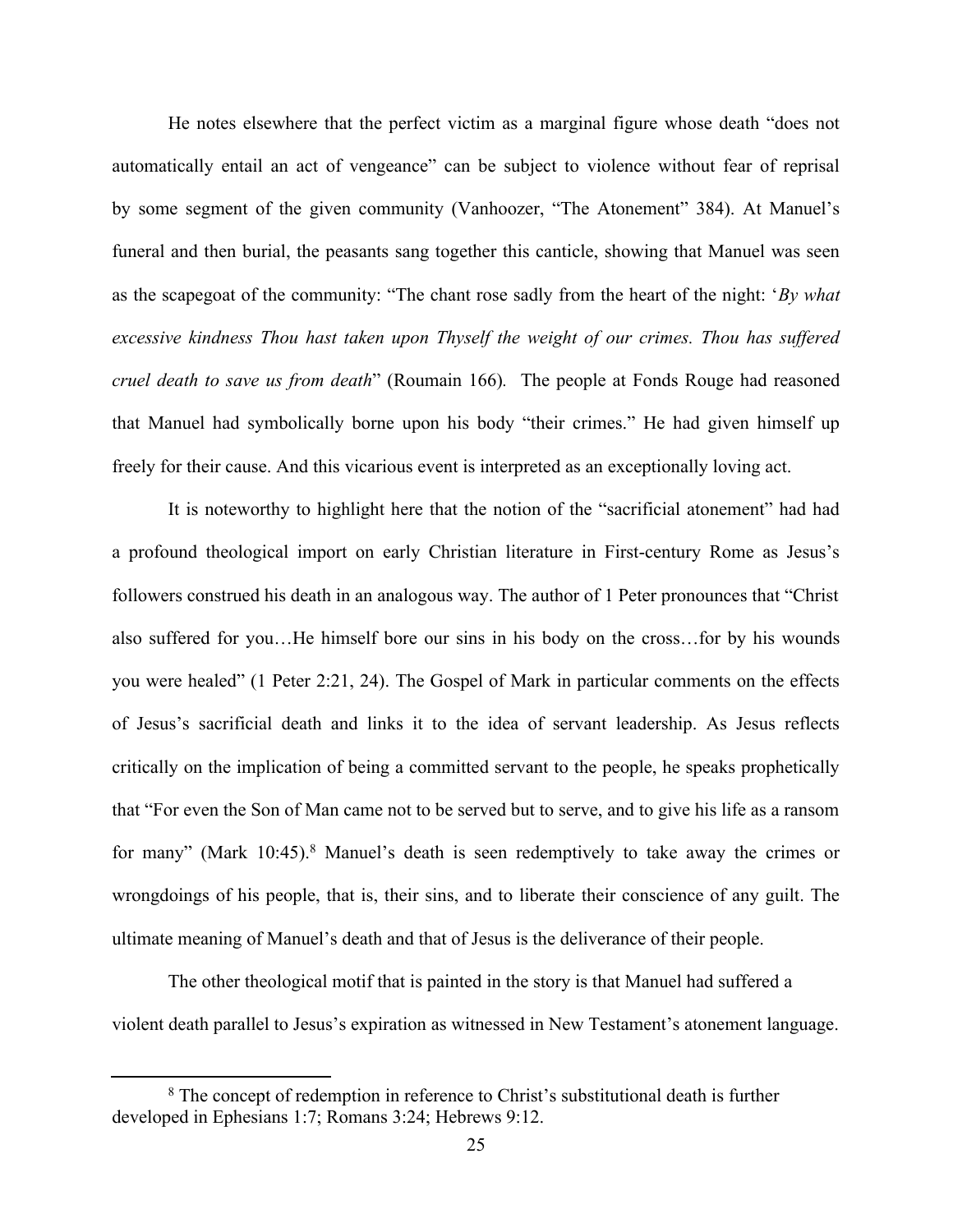He notes elsewhere that the perfect victim as a marginal figure whose death "does not automatically entail an act of vengeance" can be subject to violence without fear of reprisal by some segment of the given community (Vanhoozer, "The Atonement" 384). At Manuel's funeral and then burial, the peasants sang together this canticle, showing that Manuel was seen as the scapegoat of the community: "The chant rose sadly from the heart of the night: '*By what excessive kindness Thou hast taken upon Thyself the weight of our crimes. Thou has suffered cruel death to save us from death*" (Roumain 166). The people at Fonds Rouge had reasoned that Manuel had symbolically borne upon his body "their crimes." He had given himself up freely for their cause. And this vicarious event is interpreted as an exceptionally loving act.

It is noteworthy to highlight here that the notion of the "sacrificial atonement" had had a profound theological import on early Christian literature in First-century Rome as Jesus's followers construed his death in an analogous way. The author of 1 Peter pronounces that "Christ also suffered for you…He himself bore our sins in his body on the cross…for by his wounds you were healed" (1 Peter 2:21, 24). The Gospel of Mark in particular comments on the effects of Jesus's sacrificial death and links it to the idea of servant leadership. As Jesus reflects critically on the implication of being a committed servant to the people, he speaks prophetically that "For even the Son of Man came not to be served but to serve, and to give his life as a ransom for many" (Mark 10:45).[8] Manuel's death is seen redemptively to take away the crimes or wrongdoings of his people, that is, their sins, and to liberate their conscience of any guilt. The ultimate meaning of Manuel's death and that of Jesus is the deliverance of their people.

The other theological motif that is painted in the story is that Manuel had suffered a violent death parallel to Jesus's expiration as witnessed in New Testament's atonement language.

---

[8] The concept of redemption in reference to Christ's substitutional death is further developed in Ephesians 1:7; Romans 3:24; Hebrews 9:12.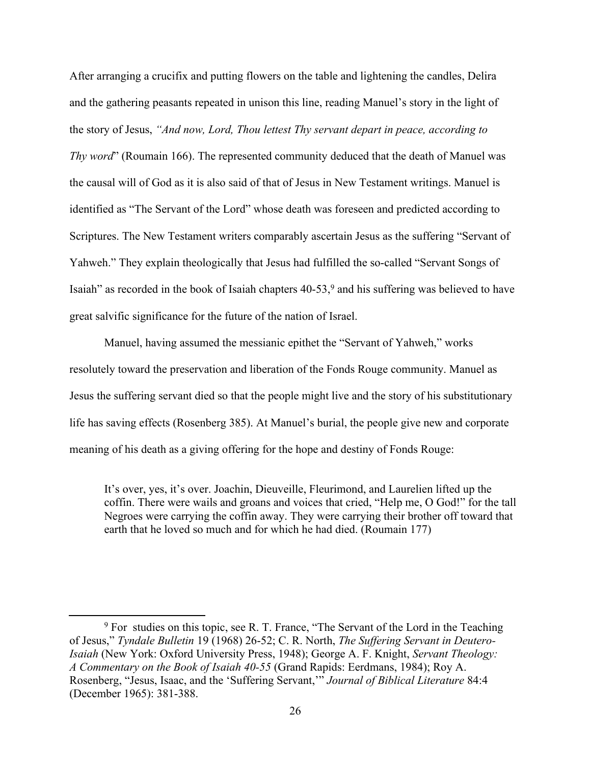After arranging a crucifix and putting flowers on the table and lightening the candles, Delira and the gathering peasants repeated in unison this line, reading Manuel's story in the light of the story of Jesus, *"And now, Lord, Thou lettest Thy servant depart in peace, according to Thy word*" (Roumain 166). The represented community deduced that the death of Manuel was the causal will of God as it is also said of that of Jesus in New Testament writings. Manuel is identified as "The Servant of the Lord" whose death was foreseen and predicted according to Scriptures. The New Testament writers comparably ascertain Jesus as the suffering "Servant of Yahweh." They explain theologically that Jesus had fulfilled the so-called "Servant Songs of Isaiah" as recorded in the book of Isaiah chapters 40-53,[9] and his suffering was believed to have great salvific significance for the future of the nation of Israel.

Manuel, having assumed the messianic epithet the "Servant of Yahweh," works resolutely toward the preservation and liberation of the Fonds Rouge community. Manuel as Jesus the suffering servant died so that the people might live and the story of his substitutionary life has saving effects (Rosenberg 385). At Manuel's burial, the people give new and corporate meaning of his death as a giving offering for the hope and destiny of Fonds Rouge:

> It's over, yes, it's over. Joachin, Dieuveille, Fleurimond, and Laurelien lifted up the coffin. There were wails and groans and voices that cried, "Help me, O God!" for the tall Negroes were carrying the coffin away. They were carrying their brother off toward that earth that he loved so much and for which he had died. (Roumain 177)

---

[9] For studies on this topic, see R. T. France, "The Servant of the Lord in the Teaching of Jesus," *Tyndale Bulletin* 19 (1968) 26-52; C. R. North, *The Suffering Servant in Deutero-Isaiah* (New York: Oxford University Press, 1948); George A. F. Knight, *Servant Theology: A Commentary on the Book of Isaiah 40-55* (Grand Rapids: Eerdmans, 1984); Roy A. Rosenberg, "Jesus, Isaac, and the 'Suffering Servant,'" *Journal of Biblical Literature* 84:4 (December 1965): 381-388.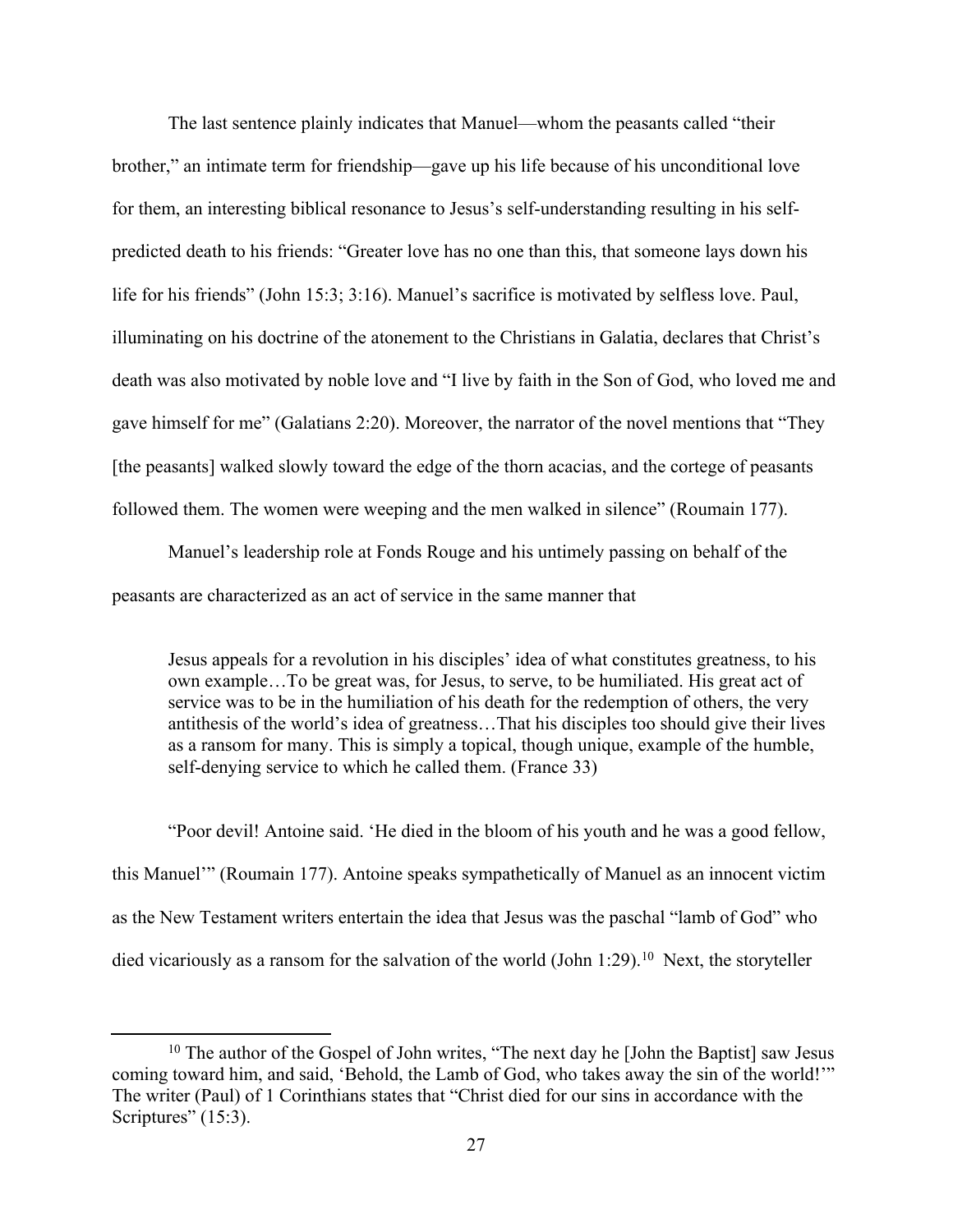The last sentence plainly indicates that Manuel—whom the peasants called "their brother," an intimate term for friendship—gave up his life because of his unconditional love for them, an interesting biblical resonance to Jesus's self-understanding resulting in his self-predicted death to his friends: "Greater love has no one than this, that someone lays down his life for his friends" (John 15:3; 3:16). Manuel's sacrifice is motivated by selfless love. Paul, illuminating on his doctrine of the atonement to the Christians in Galatia, declares that Christ's death was also motivated by noble love and "I live by faith in the Son of God, who loved me and gave himself for me" (Galatians 2:20). Moreover, the narrator of the novel mentions that "They [the peasants] walked slowly toward the edge of the thorn acacias, and the cortege of peasants followed them. The women were weeping and the men walked in silence" (Roumain 177).

Manuel's leadership role at Fonds Rouge and his untimely passing on behalf of the peasants are characterized as an act of service in the same manner that

> Jesus appeals for a revolution in his disciples' idea of what constitutes greatness, to his own example…To be great was, for Jesus, to serve, to be humiliated. His great act of service was to be in the humiliation of his death for the redemption of others, the very antithesis of the world's idea of greatness…That his disciples too should give their lives as a ransom for many. This is simply a topical, though unique, example of the humble, self-denying service to which he called them. (France 33)

"Poor devil! Antoine said. 'He died in the bloom of his youth and he was a good fellow, this Manuel'" (Roumain 177). Antoine speaks sympathetically of Manuel as an innocent victim as the New Testament writers entertain the idea that Jesus was the paschal "lamb of God" who died vicariously as a ransom for the salvation of the world (John 1:29).[10] Next, the storyteller

[10] The author of the Gospel of John writes, "The next day he [John the Baptist] saw Jesus coming toward him, and said, 'Behold, the Lamb of God, who takes away the sin of the world!'" The writer (Paul) of 1 Corinthians states that "Christ died for our sins in accordance with the Scriptures" (15:3).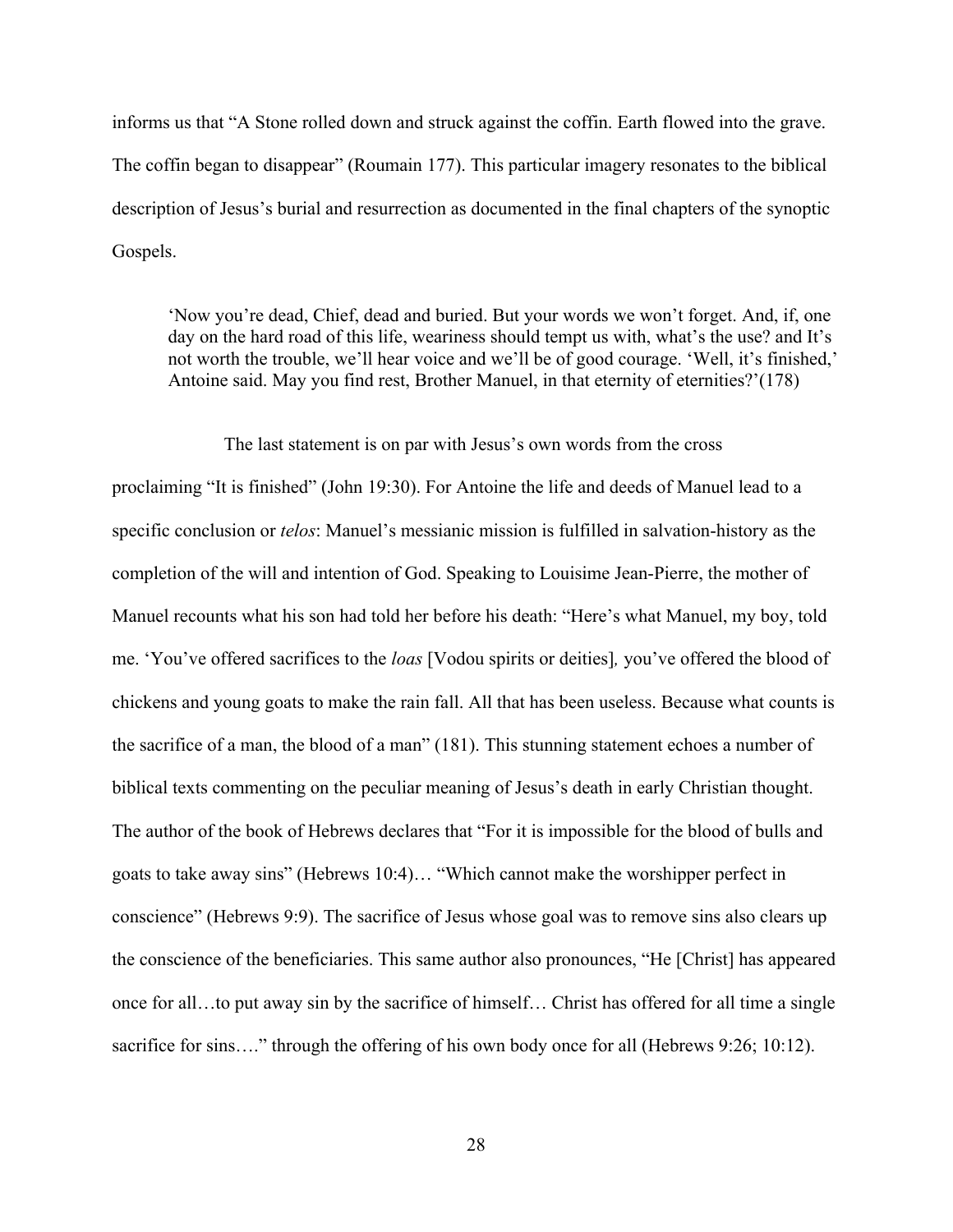informs us that “A Stone rolled down and struck against the coffin. Earth flowed into the grave. The coffin began to disappear” (Roumain 177). This particular imagery resonates to the biblical description of Jesus’s burial and resurrection as documented in the final chapters of the synoptic Gospels.

> ‘Now you’re dead, Chief, dead and buried. But your words we won’t forget. And, if, one day on the hard road of this life, weariness should tempt us with, what’s the use? and It’s not worth the trouble, we’ll hear voice and we’ll be of good courage. ‘Well, it’s finished,’ Antoine said. May you find rest, Brother Manuel, in that eternity of eternities?’(178)

The last statement is on par with Jesus’s own words from the cross proclaiming “It is finished” (John 19:30). For Antoine the life and deeds of Manuel lead to a specific conclusion or *telos*: Manuel’s messianic mission is fulfilled in salvation-history as the completion of the will and intention of God. Speaking to Louisime Jean-Pierre, the mother of Manuel recounts what his son had told her before his death: “Here’s what Manuel, my boy, told me. ‘You’ve offered sacrifices to the *loas* [Vodou spirits or deities], you’ve offered the blood of chickens and young goats to make the rain fall. All that has been useless. Because what counts is the sacrifice of a man, the blood of a man” (181). This stunning statement echoes a number of biblical texts commenting on the peculiar meaning of Jesus’s death in early Christian thought. The author of the book of Hebrews declares that “For it is impossible for the blood of bulls and goats to take away sins” (Hebrews 10:4)… “Which cannot make the worshipper perfect in conscience” (Hebrews 9:9). The sacrifice of Jesus whose goal was to remove sins also clears up the conscience of the beneficiaries. This same author also pronounces, “He [Christ] has appeared once for all…to put away sin by the sacrifice of himself… Christ has offered for all time a single sacrifice for sins….” through the offering of his own body once for all (Hebrews 9:26; 10:12).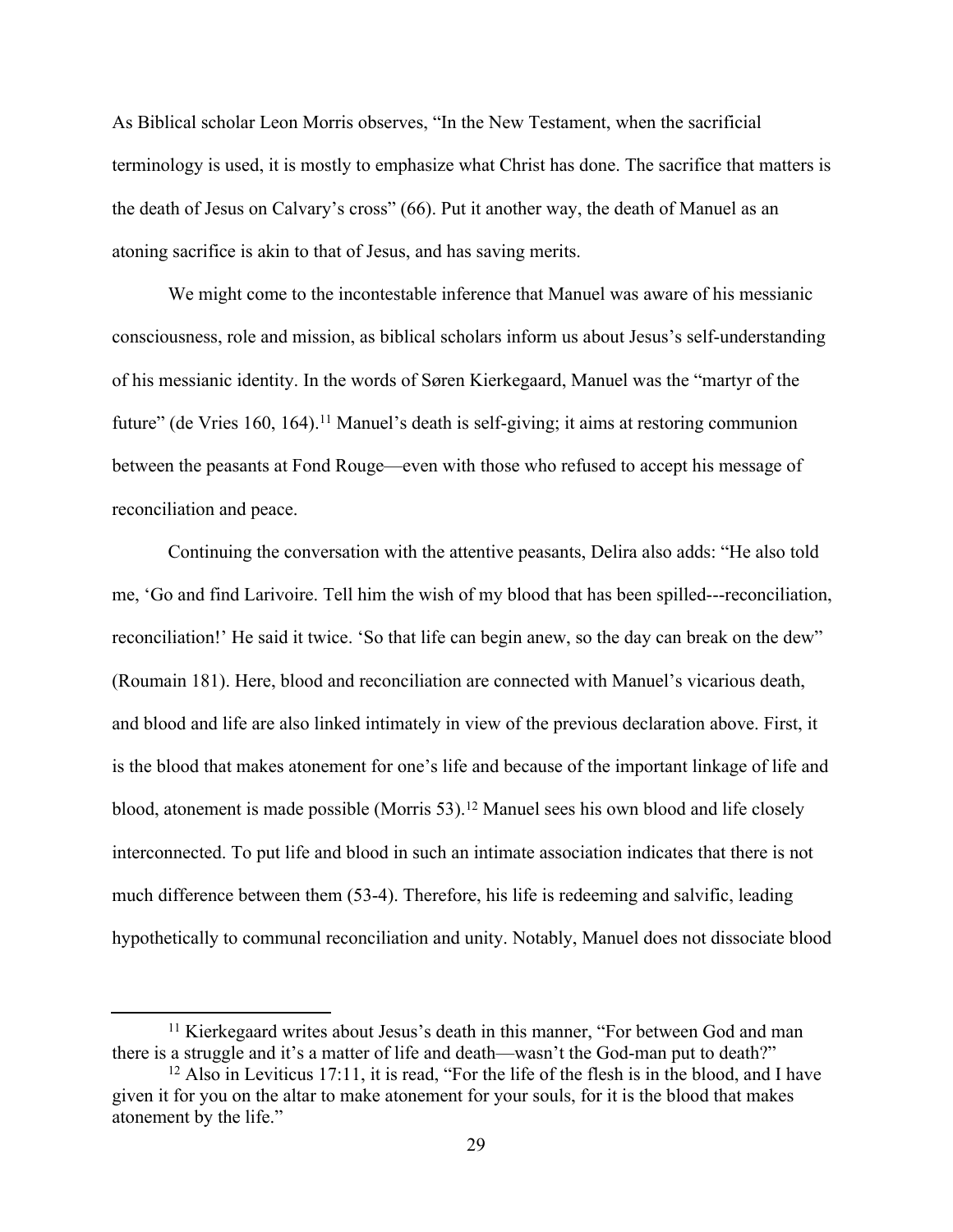As Biblical scholar Leon Morris observes, “In the New Testament, when the sacrificial terminology is used, it is mostly to emphasize what Christ has done. The sacrifice that matters is the death of Jesus on Calvary’s cross” (66). Put it another way, the death of Manuel as an atoning sacrifice is akin to that of Jesus, and has saving merits.

We might come to the incontestable inference that Manuel was aware of his messianic consciousness, role and mission, as biblical scholars inform us about Jesus’s self-understanding of his messianic identity. In the words of Søren Kierkegaard, Manuel was the “martyr of the future” (de Vries 160, 164).[11] Manuel’s death is self-giving; it aims at restoring communion between the peasants at Fond Rouge—even with those who refused to accept his message of reconciliation and peace.

Continuing the conversation with the attentive peasants, Delira also adds: “He also told me, ‘Go and find Larivoire. Tell him the wish of my blood that has been spilled---reconciliation, reconciliation!’ He said it twice. ‘So that life can begin anew, so the day can break on the dew” (Roumain 181). Here, blood and reconciliation are connected with Manuel’s vicarious death, and blood and life are also linked intimately in view of the previous declaration above. First, it is the blood that makes atonement for one’s life and because of the important linkage of life and blood, atonement is made possible (Morris 53).[12] Manuel sees his own blood and life closely interconnected. To put life and blood in such an intimate association indicates that there is not much difference between them (53-4). Therefore, his life is redeeming and salvific, leading hypothetically to communal reconciliation and unity. Notably, Manuel does not dissociate blood

---

[11] Kierkegaard writes about Jesus’s death in this manner, “For between God and man there is a struggle and it’s a matter of life and death—wasn’t the God-man put to death?”

[12] Also in Leviticus 17:11, it is read, “For the life of the flesh is in the blood, and I have given it for you on the altar to make atonement for your souls, for it is the blood that makes atonement by the life.”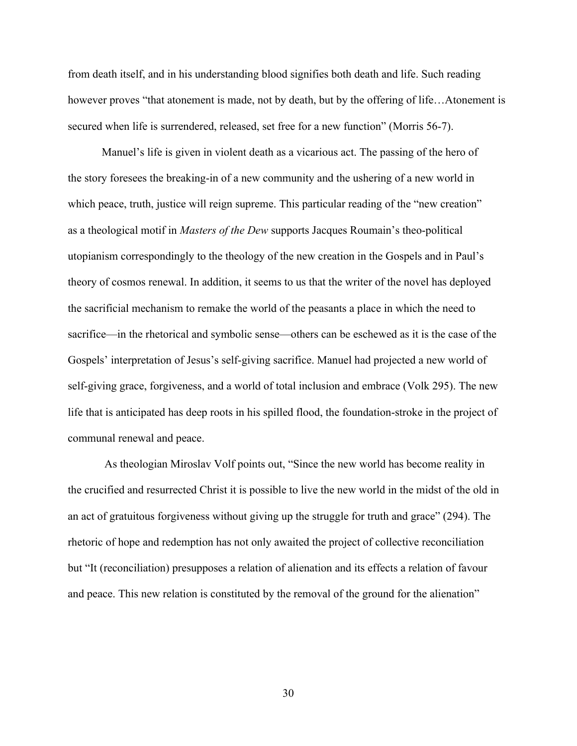from death itself, and in his understanding blood signifies both death and life. Such reading however proves "that atonement is made, not by death, but by the offering of life…Atonement is secured when life is surrendered, released, set free for a new function" (Morris 56-7).

Manuel's life is given in violent death as a vicarious act. The passing of the hero of the story foresees the breaking-in of a new community and the ushering of a new world in which peace, truth, justice will reign supreme. This particular reading of the "new creation" as a theological motif in *Masters of the Dew* supports Jacques Roumain's theo-political utopianism correspondingly to the theology of the new creation in the Gospels and in Paul's theory of cosmos renewal. In addition, it seems to us that the writer of the novel has deployed the sacrificial mechanism to remake the world of the peasants a place in which the need to sacrifice—in the rhetorical and symbolic sense—others can be eschewed as it is the case of the Gospels' interpretation of Jesus's self-giving sacrifice. Manuel had projected a new world of self-giving grace, forgiveness, and a world of total inclusion and embrace (Volk 295). The new life that is anticipated has deep roots in his spilled flood, the foundation-stroke in the project of communal renewal and peace.

As theologian Miroslav Volf points out, "Since the new world has become reality in the crucified and resurrected Christ it is possible to live the new world in the midst of the old in an act of gratuitous forgiveness without giving up the struggle for truth and grace" (294). The rhetoric of hope and redemption has not only awaited the project of collective reconciliation but "It (reconciliation) presupposes a relation of alienation and its effects a relation of favour and peace. This new relation is constituted by the removal of the ground for the alienation"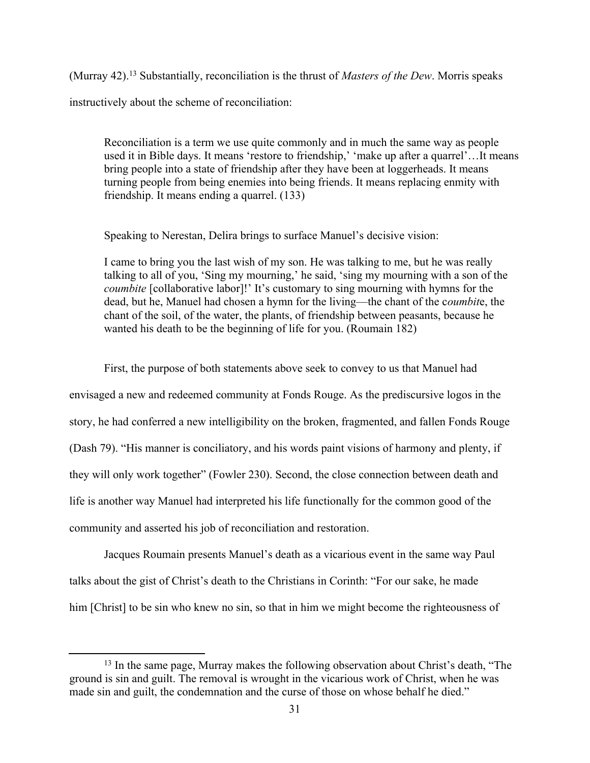(Murray 42).[13] Substantially, reconciliation is the thrust of *Masters of the Dew*. Morris speaks instructively about the scheme of reconciliation:

> Reconciliation is a term we use quite commonly and in much the same way as people used it in Bible days. It means 'restore to friendship,' 'make up after a quarrel'…It means bring people into a state of friendship after they have been at loggerheads. It means turning people from being enemies into being friends. It means replacing enmity with friendship. It means ending a quarrel. (133)

Speaking to Nerestan, Delira brings to surface Manuel's decisive vision:

> I came to bring you the last wish of my son. He was talking to me, but he was really talking to all of you, 'Sing my mourning,' he said, 'sing my mourning with a son of the *coumbite* [collaborative labor]!' It's customary to sing mourning with hymns for the dead, but he, Manuel had chosen a hymn for the living—the chant of the c*oumbit*e, the chant of the soil, of the water, the plants, of friendship between peasants, because he wanted his death to be the beginning of life for you. (Roumain 182)

First, the purpose of both statements above seek to convey to us that Manuel had envisaged a new and redeemed community at Fonds Rouge. As the prediscursive logos in the story, he had conferred a new intelligibility on the broken, fragmented, and fallen Fonds Rouge (Dash 79). "His manner is conciliatory, and his words paint visions of harmony and plenty, if they will only work together" (Fowler 230). Second, the close connection between death and life is another way Manuel had interpreted his life functionally for the common good of the community and asserted his job of reconciliation and restoration.

Jacques Roumain presents Manuel's death as a vicarious event in the same way Paul talks about the gist of Christ's death to the Christians in Corinth: "For our sake, he made him [Christ] to be sin who knew no sin, so that in him we might become the righteousness of

---

[13] In the same page, Murray makes the following observation about Christ's death, "The ground is sin and guilt. The removal is wrought in the vicarious work of Christ, when he was made sin and guilt, the condemnation and the curse of those on whose behalf he died."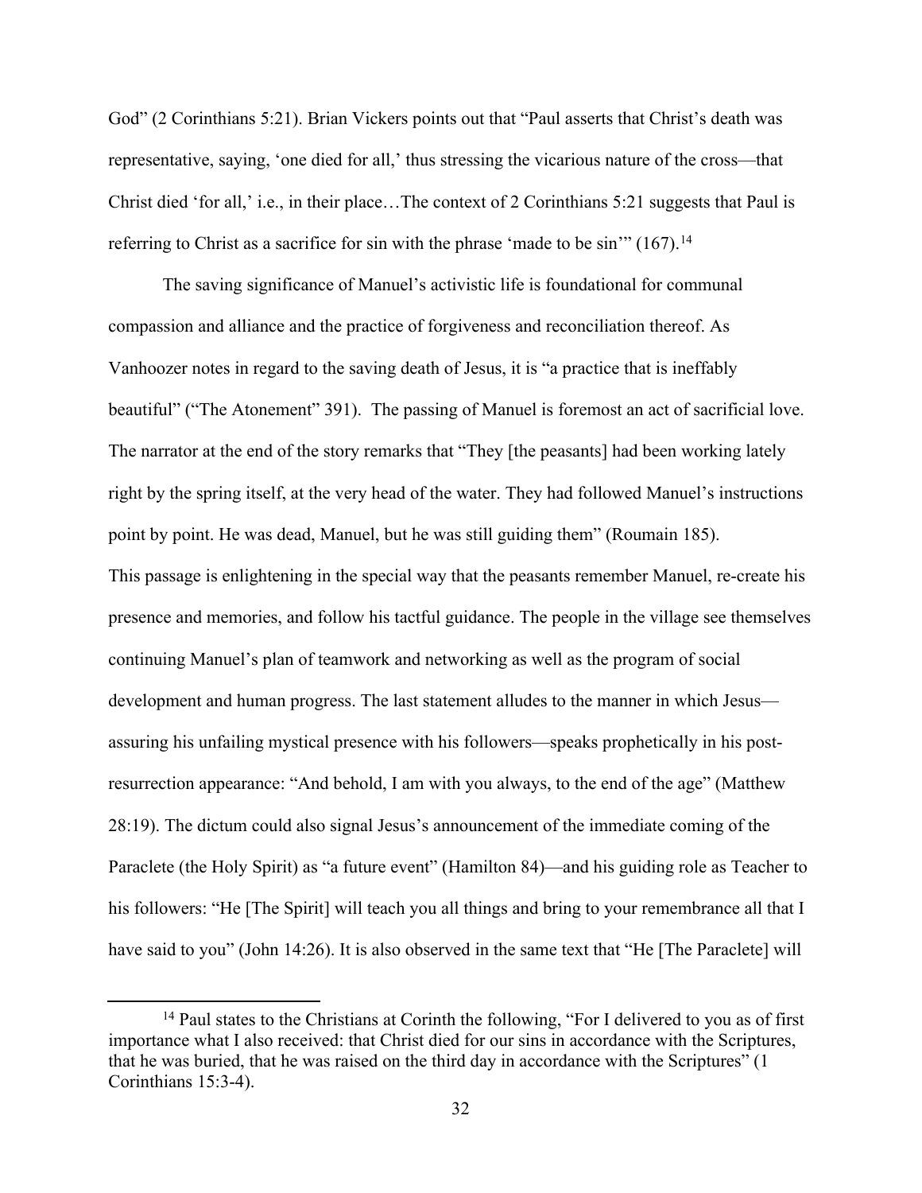God" (2 Corinthians 5:21). Brian Vickers points out that "Paul asserts that Christ's death was representative, saying, 'one died for all,' thus stressing the vicarious nature of the cross—that Christ died 'for all,' i.e., in their place…The context of 2 Corinthians 5:21 suggests that Paul is referring to Christ as a sacrifice for sin with the phrase 'made to be sin'" (167).[14]

The saving significance of Manuel's activistic life is foundational for communal compassion and alliance and the practice of forgiveness and reconciliation thereof. As Vanhoozer notes in regard to the saving death of Jesus, it is "a practice that is ineffably beautiful" ("The Atonement" 391). The passing of Manuel is foremost an act of sacrificial love. The narrator at the end of the story remarks that "They [the peasants] had been working lately right by the spring itself, at the very head of the water. They had followed Manuel's instructions point by point. He was dead, Manuel, but he was still guiding them" (Roumain 185). This passage is enlightening in the special way that the peasants remember Manuel, re-create his presence and memories, and follow his tactful guidance. The people in the village see themselves continuing Manuel's plan of teamwork and networking as well as the program of social development and human progress. The last statement alludes to the manner in which Jesus—assuring his unfailing mystical presence with his followers—speaks prophetically in his post-resurrection appearance: "And behold, I am with you always, to the end of the age" (Matthew 28:19). The dictum could also signal Jesus's announcement of the immediate coming of the Paraclete (the Holy Spirit) as "a future event" (Hamilton 84)—and his guiding role as Teacher to his followers: "He [The Spirit] will teach you all things and bring to your remembrance all that I have said to you" (John 14:26). It is also observed in the same text that "He [The Paraclete] will

---

[14] Paul states to the Christians at Corinth the following, "For I delivered to you as of first importance what I also received: that Christ died for our sins in accordance with the Scriptures, that he was buried, that he was raised on the third day in accordance with the Scriptures" (1 Corinthians 15:3-4).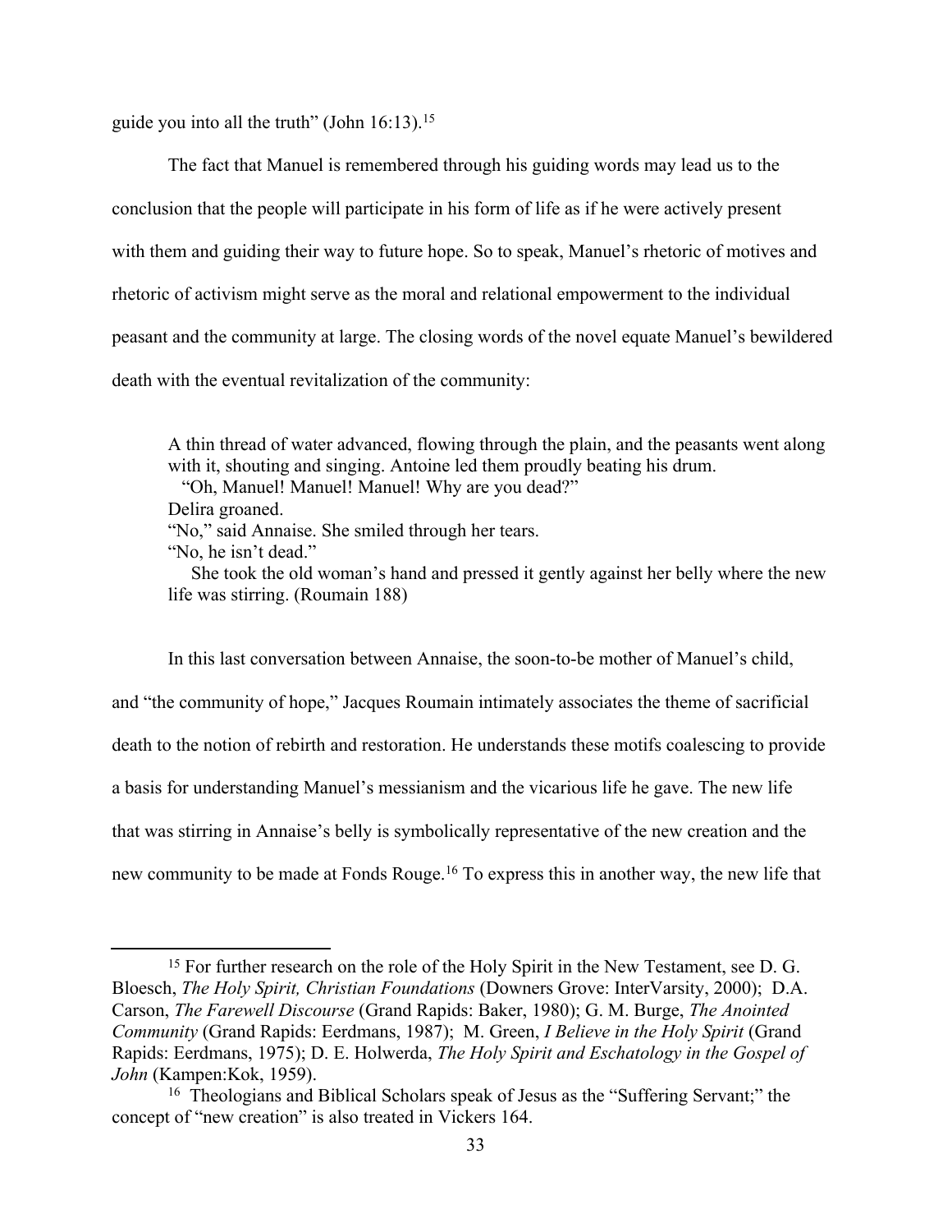guide you into all the truth" (John 16:13).[15]

The fact that Manuel is remembered through his guiding words may lead us to the conclusion that the people will participate in his form of life as if he were actively present with them and guiding their way to future hope. So to speak, Manuel's rhetoric of motives and rhetoric of activism might serve as the moral and relational empowerment to the individual peasant and the community at large. The closing words of the novel equate Manuel's bewildered death with the eventual revitalization of the community:

> A thin thread of water advanced, flowing through the plain, and the peasants went along with it, shouting and singing. Antoine led them proudly beating his drum.
> "Oh, Manuel! Manuel! Manuel! Why are you dead?"
> Delira groaned.
> "No," said Annaise. She smiled through her tears.
> "No, he isn't dead."
> She took the old woman's hand and pressed it gently against her belly where the new life was stirring. (Roumain 188)

In this last conversation between Annaise, the soon-to-be mother of Manuel's child, and "the community of hope," Jacques Roumain intimately associates the theme of sacrificial death to the notion of rebirth and restoration. He understands these motifs coalescing to provide a basis for understanding Manuel's messianism and the vicarious life he gave. The new life that was stirring in Annaise's belly is symbolically representative of the new creation and the new community to be made at Fonds Rouge.[16] To express this in another way, the new life that

---

[15] For further research on the role of the Holy Spirit in the New Testament, see D. G. Bloesch, *The Holy Spirit, Christian Foundations* (Downers Grove: InterVarsity, 2000); D.A. Carson, *The Farewell Discourse* (Grand Rapids: Baker, 1980); G. M. Burge, *The Anointed Community* (Grand Rapids: Eerdmans, 1987); M. Green, *I Believe in the Holy Spirit* (Grand Rapids: Eerdmans, 1975); D. E. Holwerda, *The Holy Spirit and Eschatology in the Gospel of John* (Kampen:Kok, 1959).

[16] Theologians and Biblical Scholars speak of Jesus as the "Suffering Servant;" the concept of "new creation" is also treated in Vickers 164.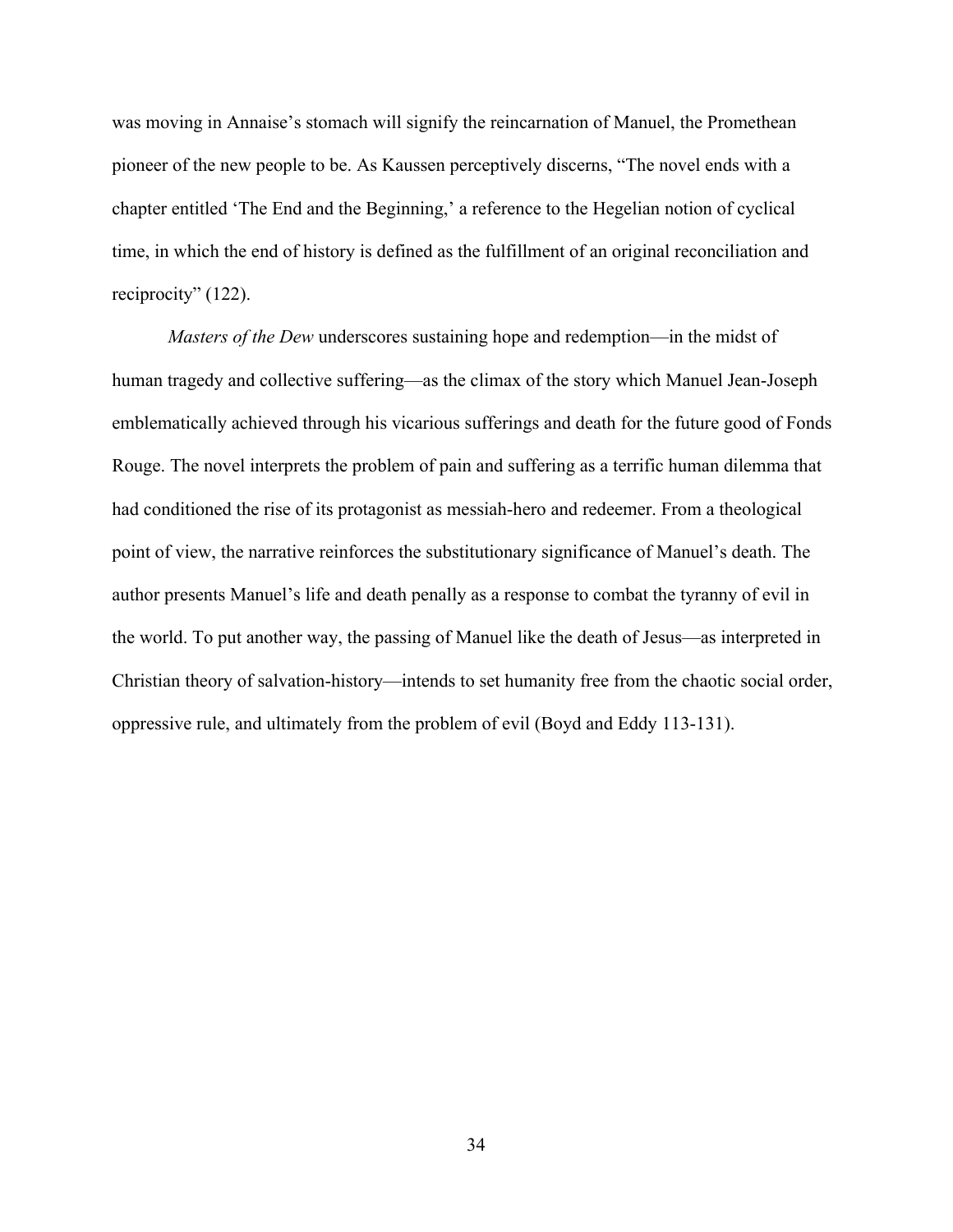was moving in Annaise's stomach will signify the reincarnation of Manuel, the Promethean pioneer of the new people to be. As Kaussen perceptively discerns, "The novel ends with a chapter entitled 'The End and the Beginning,' a reference to the Hegelian notion of cyclical time, in which the end of history is defined as the fulfillment of an original reconciliation and reciprocity" (122).

*Masters of the Dew* underscores sustaining hope and redemption—in the midst of human tragedy and collective suffering—as the climax of the story which Manuel Jean-Joseph emblematically achieved through his vicarious sufferings and death for the future good of Fonds Rouge. The novel interprets the problem of pain and suffering as a terrific human dilemma that had conditioned the rise of its protagonist as messiah-hero and redeemer. From a theological point of view, the narrative reinforces the substitutionary significance of Manuel's death. The author presents Manuel's life and death penally as a response to combat the tyranny of evil in the world. To put another way, the passing of Manuel like the death of Jesus—as interpreted in Christian theory of salvation-history—intends to set humanity free from the chaotic social order, oppressive rule, and ultimately from the problem of evil (Boyd and Eddy 113-131).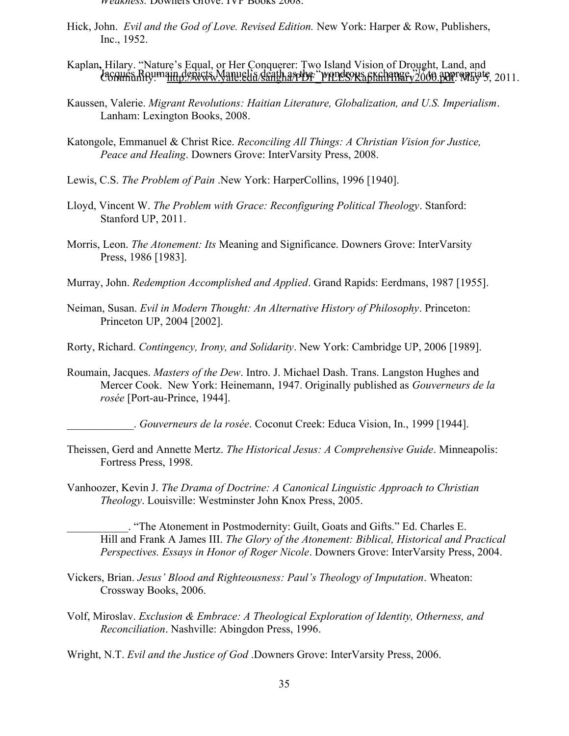*Weakness.* Downers Grove: IVP Books 2008.

Hick, John. *Evil and the God of Love. Revised Edition.* New York: Harper & Row, Publishers, Inc., 1952.

Kaplan, Hilary. "Nature's Equal, or Her Conquerer: Two Island Vision of Drought, Land, and Community." http://www.yale.edu/sangha/PDF_FILES/KaplanHilary2000.pdf. May 5, 2011.

Kaussen, Valerie. *Migrant Revolutions: Haitian Literature, Globalization, and U.S. Imperialism*. Lanham: Lexington Books, 2008.

Katongole, Emmanuel & Christ Rice. *Reconciling All Things: A Christian Vision for Justice, Peace and Healing*. Downers Grove: InterVarsity Press, 2008.

Lewis, C.S. *The Problem of Pain* .New York: HarperCollins, 1996 [1940].

Lloyd, Vincent W. *The Problem with Grace: Reconfiguring Political Theology*. Stanford: Stanford UP, 2011.

Morris, Leon. *The Atonement: Its* Meaning and Significance. Downers Grove: InterVarsity Press, 1986 [1983].

Murray, John. *Redemption Accomplished and Applied*. Grand Rapids: Eerdmans, 1987 [1955].

Neiman, Susan. *Evil in Modern Thought: An Alternative History of Philosophy*. Princeton: Princeton UP, 2004 [2002].

Rorty, Richard. *Contingency, Irony, and Solidarity*. New York: Cambridge UP, 2006 [1989].

Roumain, Jacques. *Masters of the Dew*. Intro. J. Michael Dash. Trans. Langston Hughes and Mercer Cook. New York: Heinemann, 1947. Originally published as *Gouverneurs de la rosée* [Port-au-Prince, 1944].

____________. *Gouverneurs de la rosée*. Coconut Creek: Educa Vision, In., 1999 [1944].

Theissen, Gerd and Annette Mertz. *The Historical Jesus: A Comprehensive Guide*. Minneapolis: Fortress Press, 1998.

Vanhoozer, Kevin J. *The Drama of Doctrine: A Canonical Linguistic Approach to Christian Theology*. Louisville: Westminster John Knox Press, 2005.

___________. "The Atonement in Postmodernity: Guilt, Goats and Gifts." Ed. Charles E. Hill and Frank A James III. *The Glory of the Atonement: Biblical, Historical and Practical Perspectives. Essays in Honor of Roger Nicole*. Downers Grove: InterVarsity Press, 2004.

Vickers, Brian. *Jesus' Blood and Righteousness: Paul's Theology of Imputation*. Wheaton: Crossway Books, 2006.

Volf, Miroslav. *Exclusion & Embrace: A Theological Exploration of Identity, Otherness, and Reconciliation*. Nashville: Abingdon Press, 1996.

Wright, N.T. *Evil and the Justice of God* .Downers Grove: InterVarsity Press, 2006.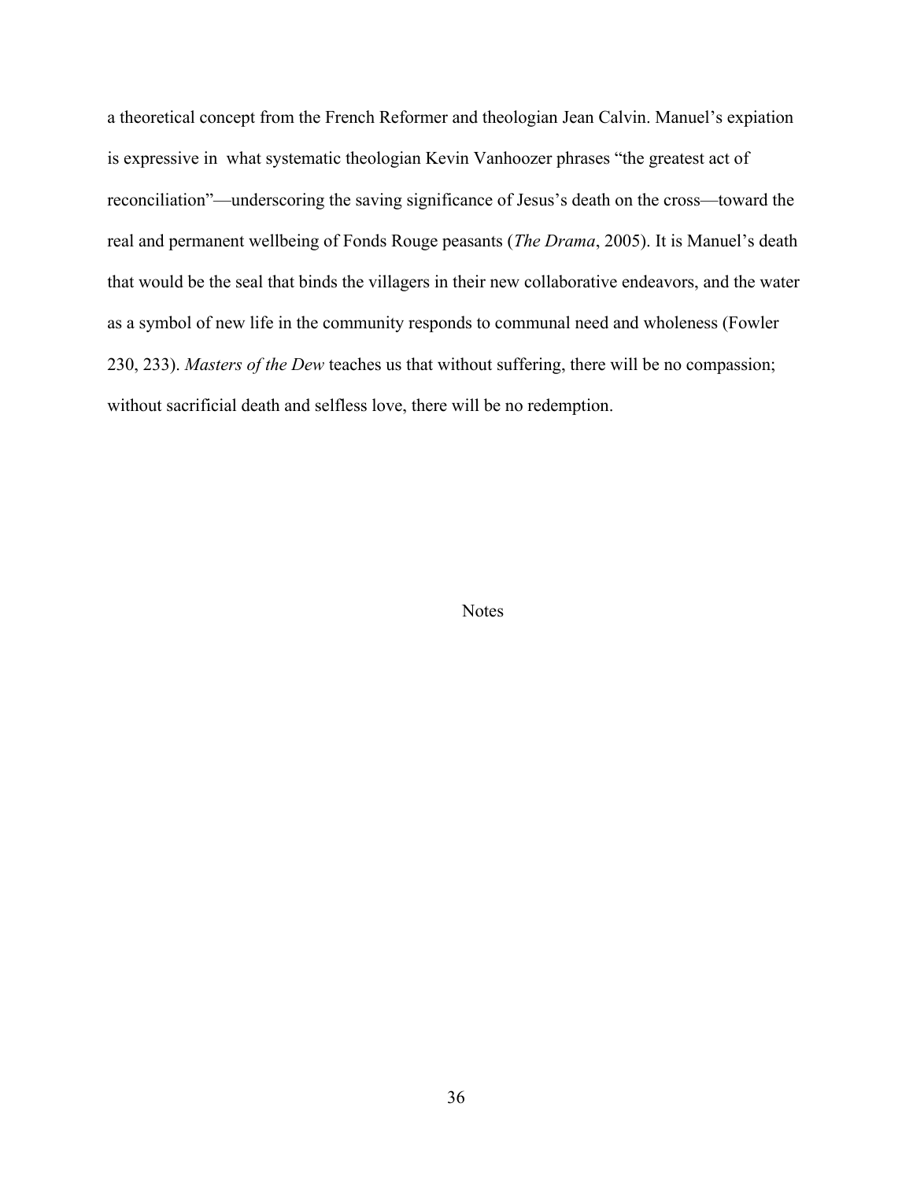a theoretical concept from the French Reformer and theologian Jean Calvin. Manuel's expiation is expressive in what systematic theologian Kevin Vanhoozer phrases "the greatest act of reconciliation"—underscoring the saving significance of Jesus's death on the cross—toward the real and permanent wellbeing of Fonds Rouge peasants (*The Drama*, 2005). It is Manuel's death that would be the seal that binds the villagers in their new collaborative endeavors, and the water as a symbol of new life in the community responds to communal need and wholeness (Fowler 230, 233). *Masters of the Dew* teaches us that without suffering, there will be no compassion; without sacrificial death and selfless love, there will be no redemption.

## Notes